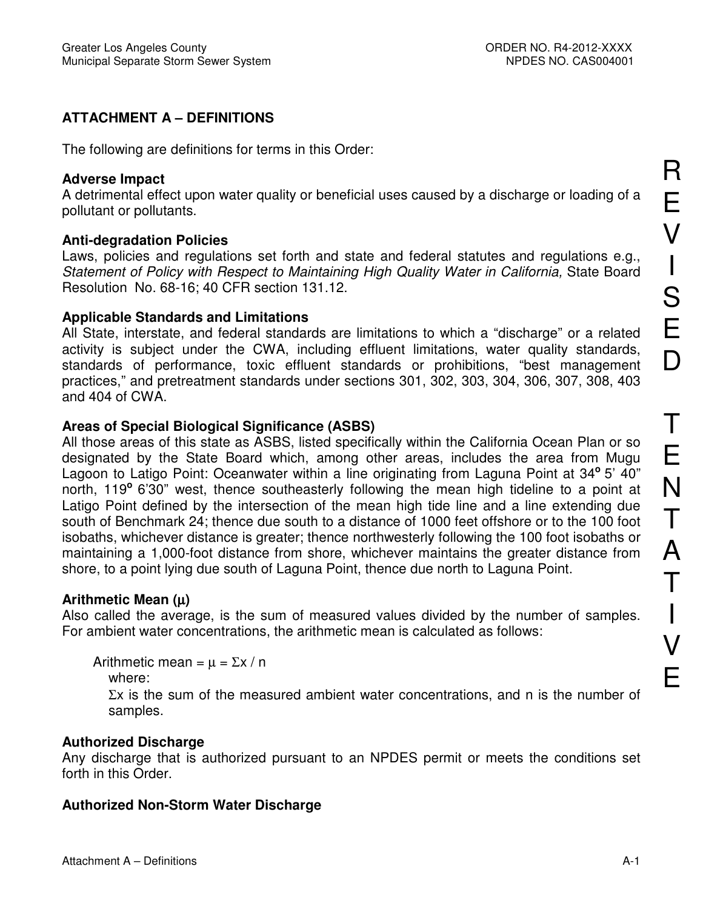## ATTACHMENT A – DEFINITIONS

The following are definitions for terms in this Order:

**Adverse Impact**
A detrimental effect upon water quality or beneficial uses caused by a discharge or loading of a pollutant or pollutants.

**Anti-degradation Policies**
Laws, policies and regulations set forth and state and federal statutes and regulations e.g., *Statement of Policy with Respect to Maintaining High Quality Water in California,* State Board Resolution No. 68-16; 40 CFR section 131.12.

**Applicable Standards and Limitations**
All State, interstate, and federal standards are limitations to which a "discharge" or a related activity is subject under the CWA, including effluent limitations, water quality standards, standards of performance, toxic effluent standards or prohibitions, "best management practices," and pretreatment standards under sections 301, 302, 303, 304, 306, 307, 308, 403 and 404 of CWA.

**Areas of Special Biological Significance (ASBS)**
All those areas of this state as ASBS, listed specifically within the California Ocean Plan or so designated by the State Board which, among other areas, includes the area from Mugu Lagoon to Latigo Point: Oceanwater within a line originating from Laguna Point at 34° 5' 40" north, 119° 6'30" west, thence southeasterly following the mean high tideline to a point at Latigo Point defined by the intersection of the mean high tide line and a line extending due south of Benchmark 24; thence due south to a distance of 1000 feet offshore or to the 100 foot isobaths, whichever distance is greater; thence northwesterly following the 100 foot isobaths or maintaining a 1,000-foot distance from shore, whichever maintains the greater distance from shore, to a point lying due south of Laguna Point, thence due north to Laguna Point.

**Arithmetic Mean (μ)**
Also called the average, is the sum of measured values divided by the number of samples. For ambient water concentrations, the arithmetic mean is calculated as follows:

Arithmetic mean = $\mu = \Sigma x / n$

where:

$\Sigma x$ is the sum of the measured ambient water concentrations, and n is the number of samples.

**Authorized Discharge**
Any discharge that is authorized pursuant to an NPDES permit or meets the conditions set forth in this Order.

**Authorized Non-Storm Water Discharge**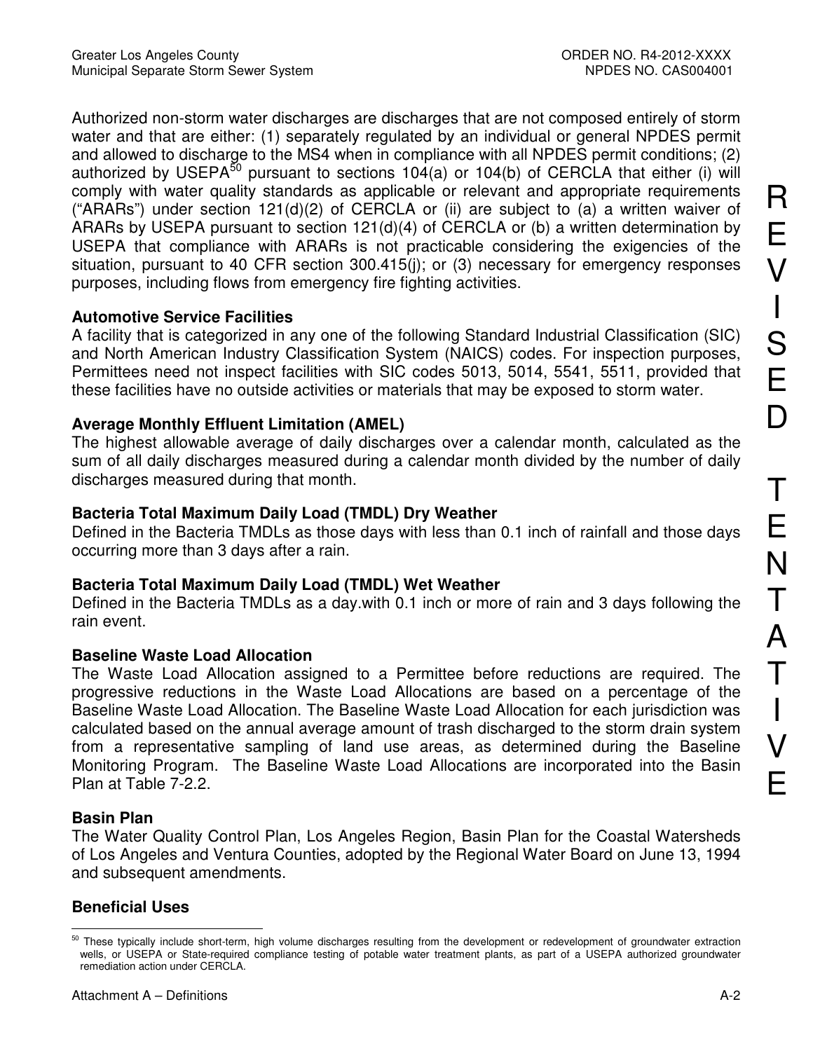Authorized non-storm water discharges are discharges that are not composed entirely of storm water and that are either: (1) separately regulated by an individual or general NPDES permit and allowed to discharge to the MS4 when in compliance with all NPDES permit conditions; (2) authorized by USEPA[50] pursuant to sections 104(a) or 104(b) of CERCLA that either (i) will comply with water quality standards as applicable or relevant and appropriate requirements ("ARARs") under section 121(d)(2) of CERCLA or (ii) are subject to (a) a written waiver of ARARs by USEPA pursuant to section 121(d)(4) of CERCLA or (b) a written determination by USEPA that compliance with ARARs is not practicable considering the exigencies of the situation, pursuant to 40 CFR section 300.415(j); or (3) necessary for emergency responses purposes, including flows from emergency fire fighting activities.

**Automotive Service Facilities**
A facility that is categorized in any one of the following Standard Industrial Classification (SIC) and North American Industry Classification System (NAICS) codes. For inspection purposes, Permittees need not inspect facilities with SIC codes 5013, 5014, 5541, 5511, provided that these facilities have no outside activities or materials that may be exposed to storm water.

**Average Monthly Effluent Limitation (AMEL)**
The highest allowable average of daily discharges over a calendar month, calculated as the sum of all daily discharges measured during a calendar month divided by the number of daily discharges measured during that month.

**Bacteria Total Maximum Daily Load (TMDL) Dry Weather**
Defined in the Bacteria TMDLs as those days with less than 0.1 inch of rainfall and those days occurring more than 3 days after a rain.

**Bacteria Total Maximum Daily Load (TMDL) Wet Weather**
Defined in the Bacteria TMDLs as a day.with 0.1 inch or more of rain and 3 days following the rain event.

**Baseline Waste Load Allocation**
The Waste Load Allocation assigned to a Permittee before reductions are required. The progressive reductions in the Waste Load Allocations are based on a percentage of the Baseline Waste Load Allocation. The Baseline Waste Load Allocation for each jurisdiction was calculated based on the annual average amount of trash discharged to the storm drain system from a representative sampling of land use areas, as determined during the Baseline Monitoring Program. The Baseline Waste Load Allocations are incorporated into the Basin Plan at Table 7-2.2.

**Basin Plan**
The Water Quality Control Plan, Los Angeles Region, Basin Plan for the Coastal Watersheds of Los Angeles and Ventura Counties, adopted by the Regional Water Board on June 13, 1994 and subsequent amendments.

**Beneficial Uses**

---

[50] These typically include short-term, high volume discharges resulting from the development or redevelopment of groundwater extraction wells, or USEPA or State-required compliance testing of potable water treatment plants, as part of a USEPA authorized groundwater remediation action under CERCLA.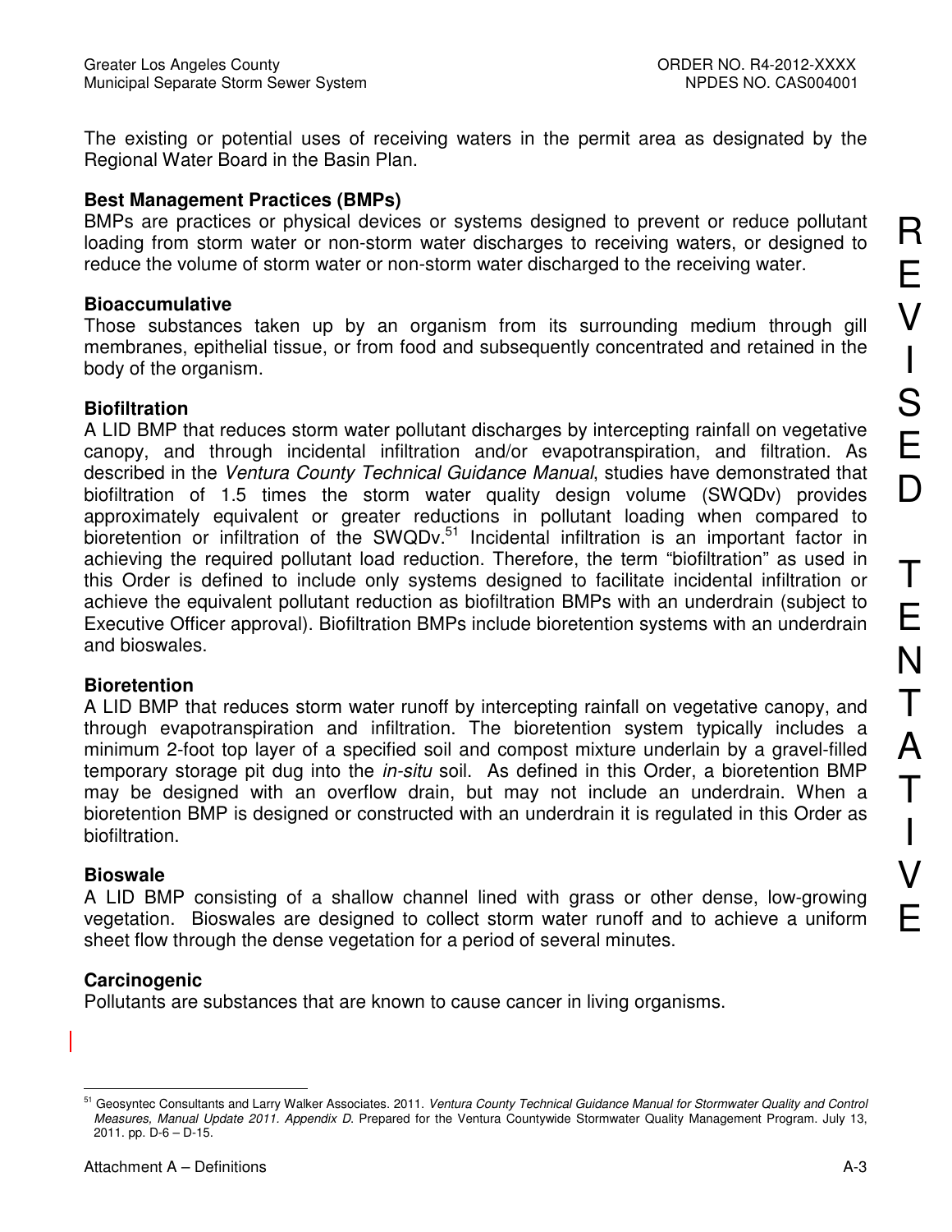The existing or potential uses of receiving waters in the permit area as designated by the Regional Water Board in the Basin Plan.

**Best Management Practices (BMPs)**
BMPs are practices or physical devices or systems designed to prevent or reduce pollutant loading from storm water or non-storm water discharges to receiving waters, or designed to reduce the volume of storm water or non-storm water discharged to the receiving water.

**Bioaccumulative**
Those substances taken up by an organism from its surrounding medium through gill membranes, epithelial tissue, or from food and subsequently concentrated and retained in the body of the organism.

**Biofiltration**
A LID BMP that reduces storm water pollutant discharges by intercepting rainfall on vegetative canopy, and through incidental infiltration and/or evapotranspiration, and filtration. As described in the *Ventura County Technical Guidance Manual*, studies have demonstrated that biofiltration of 1.5 times the storm water quality design volume (SWQDv) provides approximately equivalent or greater reductions in pollutant loading when compared to bioretention or infiltration of the SWQDv.[51] Incidental infiltration is an important factor in achieving the required pollutant load reduction. Therefore, the term "biofiltration" as used in this Order is defined to include only systems designed to facilitate incidental infiltration or achieve the equivalent pollutant reduction as biofiltration BMPs with an underdrain (subject to Executive Officer approval). Biofiltration BMPs include bioretention systems with an underdrain and bioswales.

**Bioretention**
A LID BMP that reduces storm water runoff by intercepting rainfall on vegetative canopy, and through evapotranspiration and infiltration. The bioretention system typically includes a minimum 2-foot top layer of a specified soil and compost mixture underlain by a gravel-filled temporary storage pit dug into the *in-situ* soil. As defined in this Order, a bioretention BMP may be designed with an overflow drain, but may not include an underdrain. When a bioretention BMP is designed or constructed with an underdrain it is regulated in this Order as biofiltration.

**Bioswale**
A LID BMP consisting of a shallow channel lined with grass or other dense, low-growing vegetation. Bioswales are designed to collect storm water runoff and to achieve a uniform sheet flow through the dense vegetation for a period of several minutes.

**Carcinogenic**
Pollutants are substances that are known to cause cancer in living organisms.

---

[51] Geosyntec Consultants and Larry Walker Associates. 2011. *Ventura County Technical Guidance Manual for Stormwater Quality and Control Measures, Manual Update 2011. Appendix D.* Prepared for the Ventura Countywide Stormwater Quality Management Program. July 13, 2011. pp. D-6 – D-15.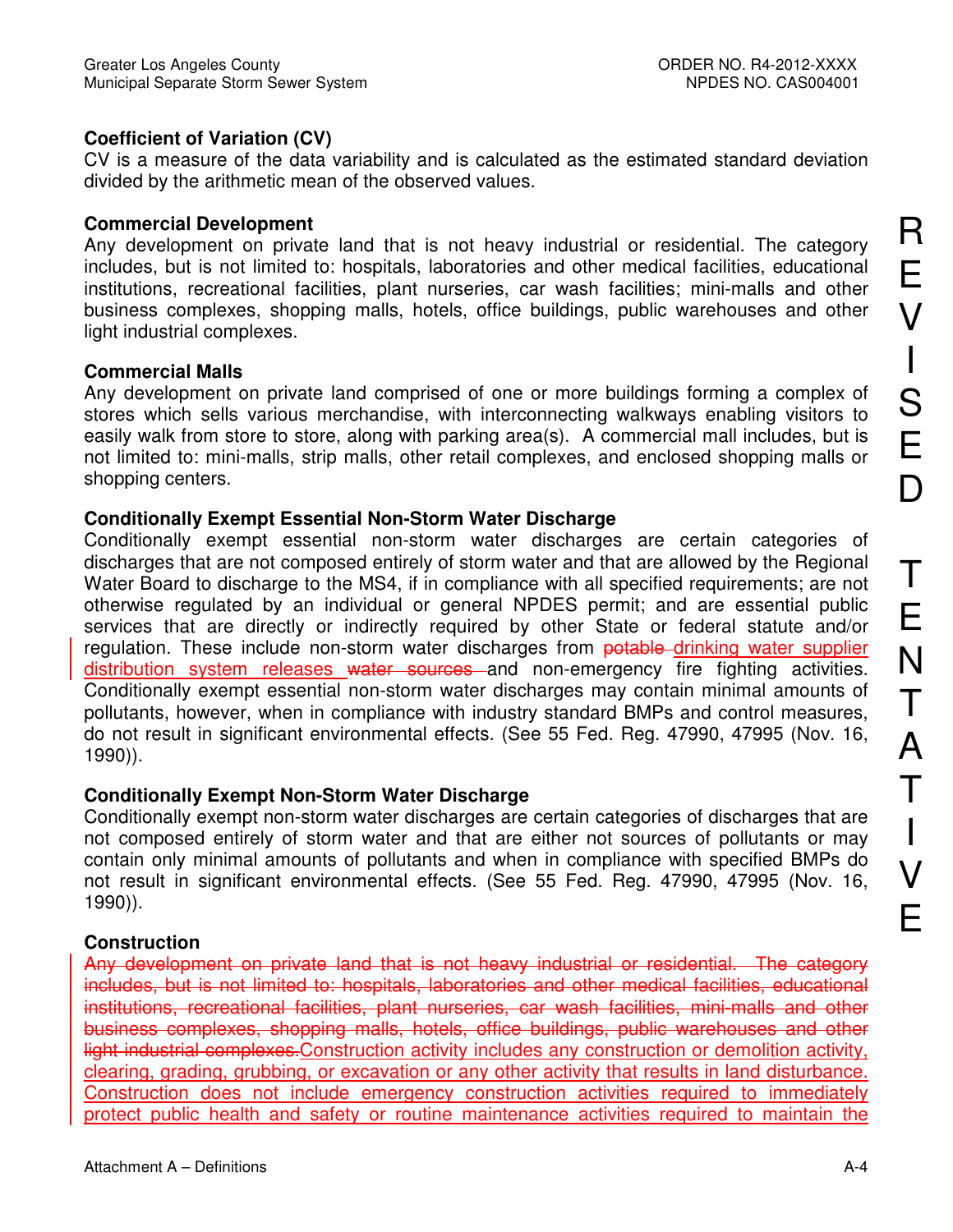**Coefficient of Variation (CV)**
CV is a measure of the data variability and is calculated as the estimated standard deviation divided by the arithmetic mean of the observed values.

**Commercial Development**
Any development on private land that is not heavy industrial or residential. The category includes, but is not limited to: hospitals, laboratories and other medical facilities, educational institutions, recreational facilities, plant nurseries, car wash facilities; mini-malls and other business complexes, shopping malls, hotels, office buildings, public warehouses and other light industrial complexes.

**Commercial Malls**
Any development on private land comprised of one or more buildings forming a complex of stores which sells various merchandise, with interconnecting walkways enabling visitors to easily walk from store to store, along with parking area(s). A commercial mall includes, but is not limited to: mini-malls, strip malls, other retail complexes, and enclosed shopping malls or shopping centers.

**Conditionally Exempt Essential Non-Storm Water Discharge**
Conditionally exempt essential non-storm water discharges are certain categories of discharges that are not composed entirely of storm water and that are allowed by the Regional Water Board to discharge to the MS4, if in compliance with all specified requirements; are not otherwise regulated by an individual or general NPDES permit; and are essential public services that are directly or indirectly required by other State or federal statute and/or regulation. These include non-storm water discharges from ~~potable~~ <u>drinking water supplier distribution system releases</u> ~~water sources~~ and non-emergency fire fighting activities. Conditionally exempt essential non-storm water discharges may contain minimal amounts of pollutants, however, when in compliance with industry standard BMPs and control measures, do not result in significant environmental effects. (See 55 Fed. Reg. 47990, 47995 (Nov. 16, 1990)).

**Conditionally Exempt Non-Storm Water Discharge**
Conditionally exempt non-storm water discharges are certain categories of discharges that are not composed entirely of storm water and that are either not sources of pollutants or may contain only minimal amounts of pollutants and when in compliance with specified BMPs do not result in significant environmental effects. (See 55 Fed. Reg. 47990, 47995 (Nov. 16, 1990)).

**Construction**
~~Any development on private land that is not heavy industrial or residential. The category includes, but is not limited to: hospitals, laboratories and other medical facilities, educational institutions, recreational facilities, plant nurseries, car wash facilities, mini-malls and other business complexes, shopping malls, hotels, office buildings, public warehouses and other light industrial complexes.~~<u>Construction activity includes any construction or demolition activity, clearing, grading, grubbing, or excavation or any other activity that results in land disturbance. Construction does not include emergency construction activities required to immediately protect public health and safety or routine maintenance activities required to maintain the</u>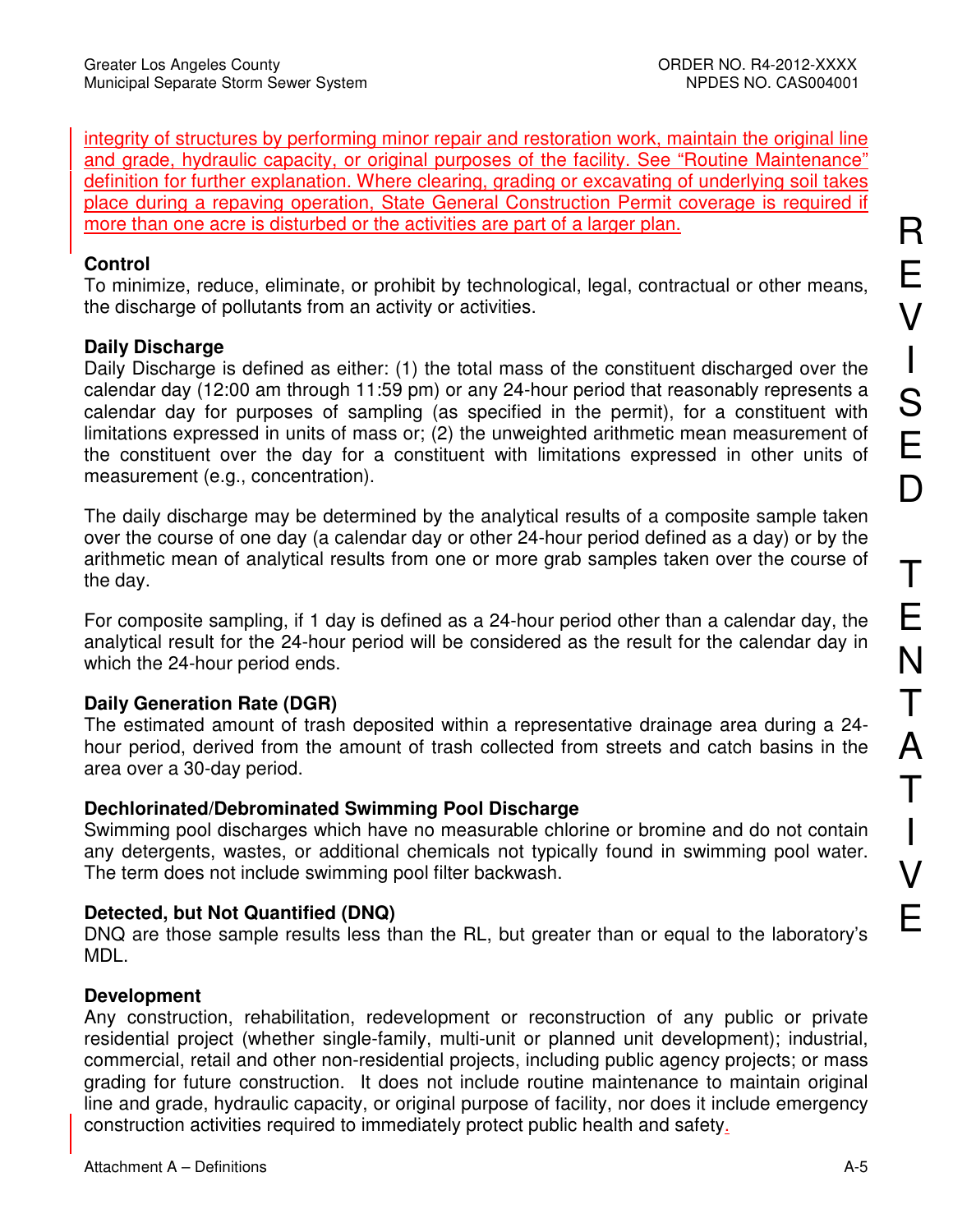integrity of structures by performing minor repair and restoration work, maintain the original line and grade, hydraulic capacity, or original purposes of the facility. See "Routine Maintenance" definition for further explanation. Where clearing, grading or excavating of underlying soil takes place during a repaving operation, State General Construction Permit coverage is required if more than one acre is disturbed or the activities are part of a larger plan.

**Control**
To minimize, reduce, eliminate, or prohibit by technological, legal, contractual or other means, the discharge of pollutants from an activity or activities.

**Daily Discharge**
Daily Discharge is defined as either: (1) the total mass of the constituent discharged over the calendar day (12:00 am through 11:59 pm) or any 24-hour period that reasonably represents a calendar day for purposes of sampling (as specified in the permit), for a constituent with limitations expressed in units of mass or; (2) the unweighted arithmetic mean measurement of the constituent over the day for a constituent with limitations expressed in other units of measurement (e.g., concentration).

The daily discharge may be determined by the analytical results of a composite sample taken over the course of one day (a calendar day or other 24-hour period defined as a day) or by the arithmetic mean of analytical results from one or more grab samples taken over the course of the day.

For composite sampling, if 1 day is defined as a 24-hour period other than a calendar day, the analytical result for the 24-hour period will be considered as the result for the calendar day in which the 24-hour period ends.

**Daily Generation Rate (DGR)**
The estimated amount of trash deposited within a representative drainage area during a 24-hour period, derived from the amount of trash collected from streets and catch basins in the area over a 30-day period.

**Dechlorinated/Debrominated Swimming Pool Discharge**
Swimming pool discharges which have no measurable chlorine or bromine and do not contain any detergents, wastes, or additional chemicals not typically found in swimming pool water. The term does not include swimming pool filter backwash.

**Detected, but Not Quantified (DNQ)**
DNQ are those sample results less than the RL, but greater than or equal to the laboratory's MDL.

**Development**
Any construction, rehabilitation, redevelopment or reconstruction of any public or private residential project (whether single-family, multi-unit or planned unit development); industrial, commercial, retail and other non-residential projects, including public agency projects; or mass grading for future construction. It does not include routine maintenance to maintain original line and grade, hydraulic capacity, or original purpose of facility, nor does it include emergency construction activities required to immediately protect public health and safety.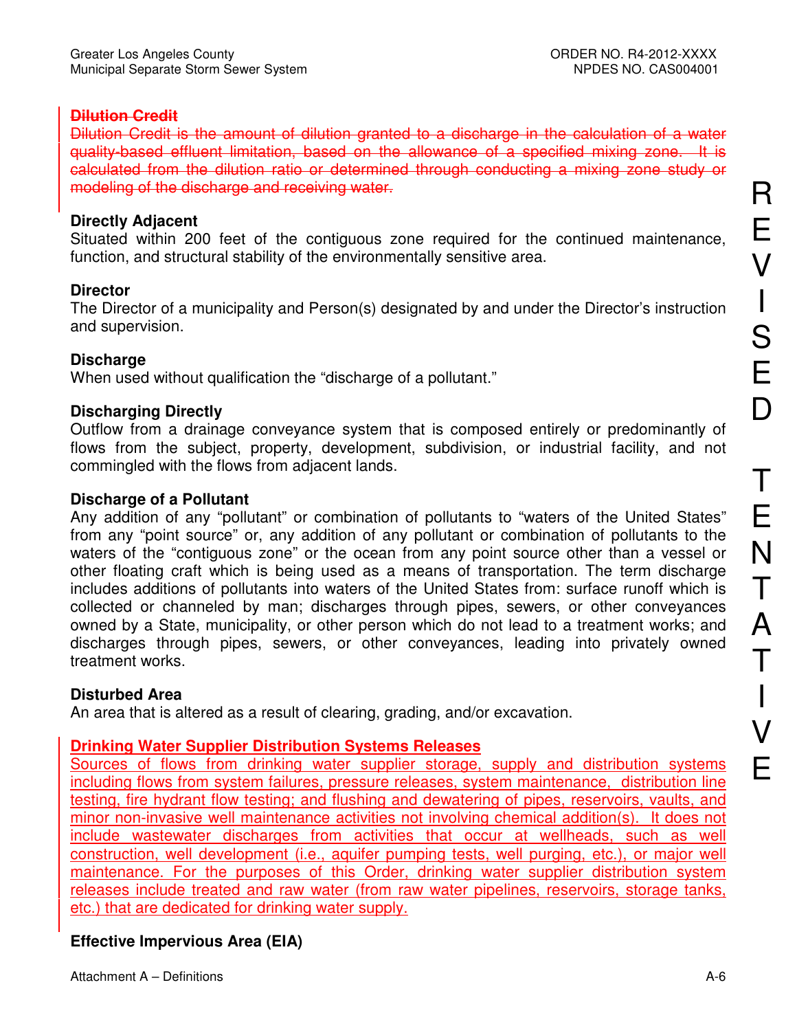~~**Dilution Credit**~~

~~Dilution Credit is the amount of dilution granted to a discharge in the calculation of a water quality-based effluent limitation, based on the allowance of a specified mixing zone. It is calculated from the dilution ratio or determined through conducting a mixing zone study or modeling of the discharge and receiving water.~~

**Directly Adjacent**

Situated within 200 feet of the contiguous zone required for the continued maintenance, function, and structural stability of the environmentally sensitive area.

**Director**

The Director of a municipality and Person(s) designated by and under the Director's instruction and supervision.

**Discharge**

When used without qualification the "discharge of a pollutant."

**Discharging Directly**

Outflow from a drainage conveyance system that is composed entirely or predominantly of flows from the subject, property, development, subdivision, or industrial facility, and not commingled with the flows from adjacent lands.

**Discharge of a Pollutant**

Any addition of any "pollutant" or combination of pollutants to "waters of the United States" from any "point source" or, any addition of any pollutant or combination of pollutants to the waters of the "contiguous zone" or the ocean from any point source other than a vessel or other floating craft which is being used as a means of transportation. The term discharge includes additions of pollutants into waters of the United States from: surface runoff which is collected or channeled by man; discharges through pipes, sewers, or other conveyances owned by a State, municipality, or other person which do not lead to a treatment works; and discharges through pipes, sewers, or other conveyances, leading into privately owned treatment works.

**Disturbed Area**

An area that is altered as a result of clearing, grading, and/or excavation.

**Drinking Water Supplier Distribution Systems Releases**

Sources of flows from drinking water supplier storage, supply and distribution systems including flows from system failures, pressure releases, system maintenance, distribution line testing, fire hydrant flow testing; and flushing and dewatering of pipes, reservoirs, vaults, and minor non-invasive well maintenance activities not involving chemical addition(s). It does not include wastewater discharges from activities that occur at wellheads, such as well construction, well development (i.e., aquifer pumping tests, well purging, etc.), or major well maintenance. For the purposes of this Order, drinking water supplier distribution system releases include treated and raw water (from raw water pipelines, reservoirs, storage tanks, etc.) that are dedicated for drinking water supply.

**Effective Impervious Area (EIA)**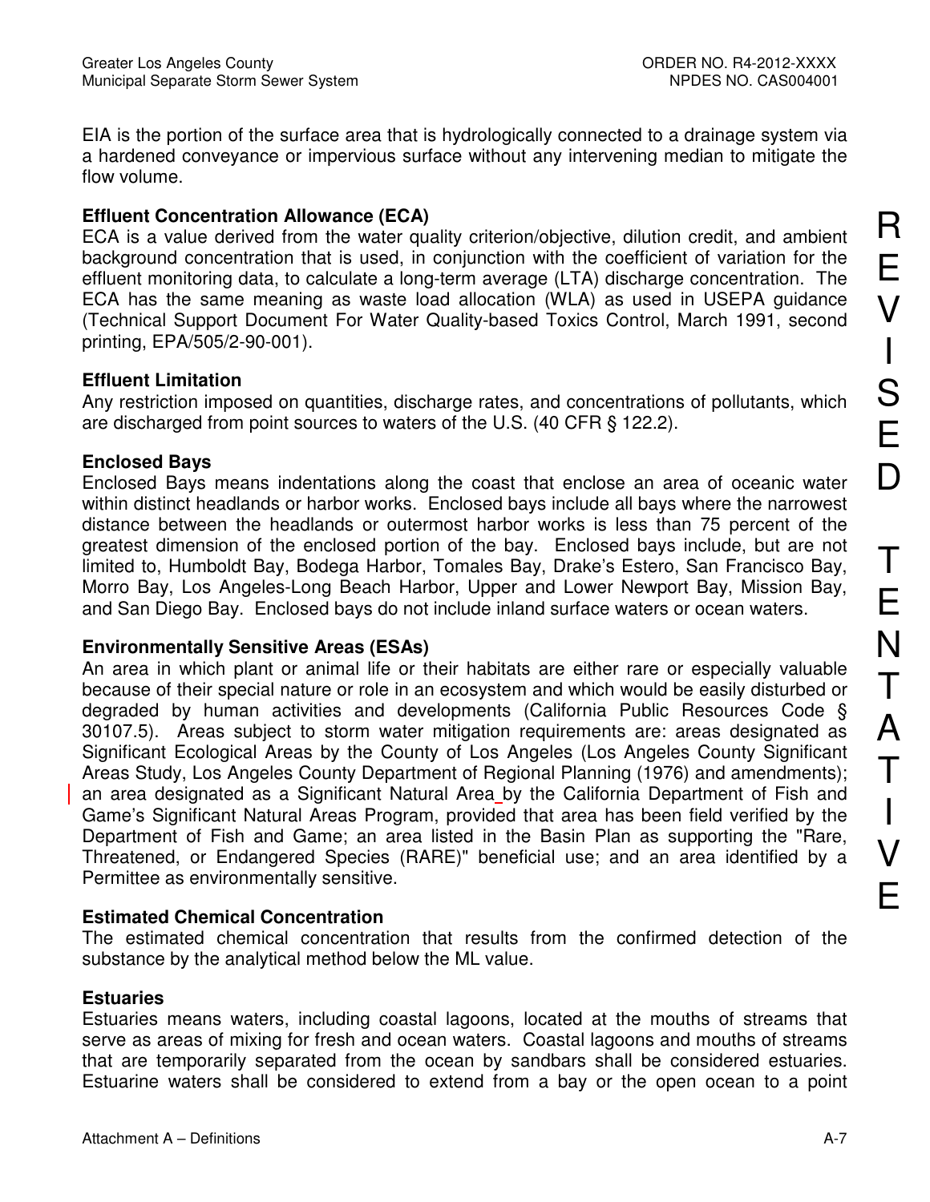EIA is the portion of the surface area that is hydrologically connected to a drainage system via a hardened conveyance or impervious surface without any intervening median to mitigate the flow volume.

**Effluent Concentration Allowance (ECA)**
ECA is a value derived from the water quality criterion/objective, dilution credit, and ambient background concentration that is used, in conjunction with the coefficient of variation for the effluent monitoring data, to calculate a long-term average (LTA) discharge concentration. The ECA has the same meaning as waste load allocation (WLA) as used in USEPA guidance (Technical Support Document For Water Quality-based Toxics Control, March 1991, second printing, EPA/505/2-90-001).

**Effluent Limitation**
Any restriction imposed on quantities, discharge rates, and concentrations of pollutants, which are discharged from point sources to waters of the U.S. (40 CFR § 122.2).

**Enclosed Bays**
Enclosed Bays means indentations along the coast that enclose an area of oceanic water within distinct headlands or harbor works. Enclosed bays include all bays where the narrowest distance between the headlands or outermost harbor works is less than 75 percent of the greatest dimension of the enclosed portion of the bay. Enclosed bays include, but are not limited to, Humboldt Bay, Bodega Harbor, Tomales Bay, Drake's Estero, San Francisco Bay, Morro Bay, Los Angeles-Long Beach Harbor, Upper and Lower Newport Bay, Mission Bay, and San Diego Bay. Enclosed bays do not include inland surface waters or ocean waters.

**Environmentally Sensitive Areas (ESAs)**
An area in which plant or animal life or their habitats are either rare or especially valuable because of their special nature or role in an ecosystem and which would be easily disturbed or degraded by human activities and developments (California Public Resources Code § 30107.5). Areas subject to storm water mitigation requirements are: areas designated as Significant Ecological Areas by the County of Los Angeles (Los Angeles County Significant Areas Study, Los Angeles County Department of Regional Planning (1976) and amendments); an area designated as a Significant Natural Area by the California Department of Fish and Game's Significant Natural Areas Program, provided that area has been field verified by the Department of Fish and Game; an area listed in the Basin Plan as supporting the "Rare, Threatened, or Endangered Species (RARE)" beneficial use; and an area identified by a Permittee as environmentally sensitive.

**Estimated Chemical Concentration**
The estimated chemical concentration that results from the confirmed detection of the substance by the analytical method below the ML value.

**Estuaries**
Estuaries means waters, including coastal lagoons, located at the mouths of streams that serve as areas of mixing for fresh and ocean waters. Coastal lagoons and mouths of streams that are temporarily separated from the ocean by sandbars shall be considered estuaries. Estuarine waters shall be considered to extend from a bay or the open ocean to a point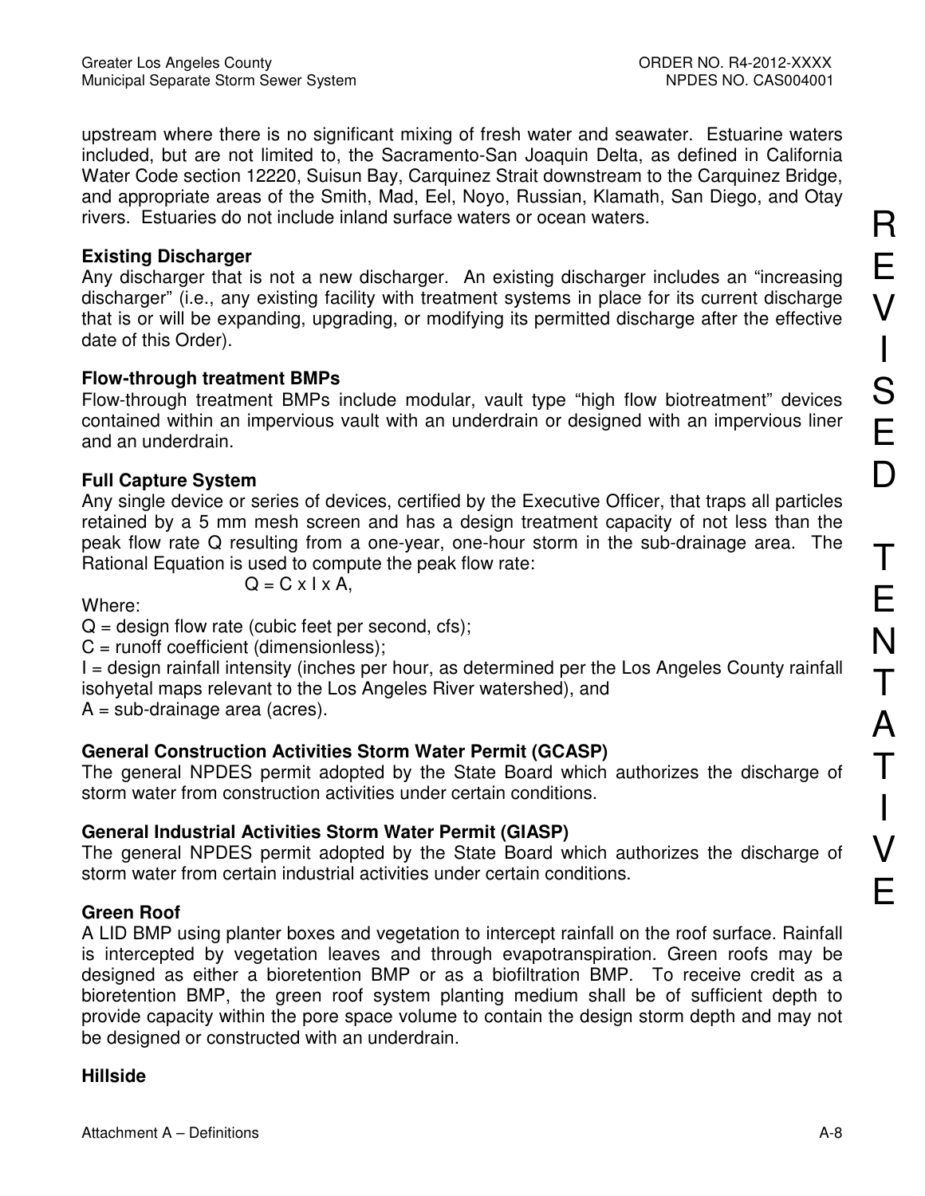upstream where there is no significant mixing of fresh water and seawater. Estuarine waters included, but are not limited to, the Sacramento-San Joaquin Delta, as defined in California Water Code section 12220, Suisun Bay, Carquinez Strait downstream to the Carquinez Bridge, and appropriate areas of the Smith, Mad, Eel, Noyo, Russian, Klamath, San Diego, and Otay rivers. Estuaries do not include inland surface waters or ocean waters.

**Existing Discharger**
Any discharger that is not a new discharger. An existing discharger includes an "increasing discharger" (i.e., any existing facility with treatment systems in place for its current discharge that is or will be expanding, upgrading, or modifying its permitted discharge after the effective date of this Order).

**Flow-through treatment BMPs**
Flow-through treatment BMPs include modular, vault type "high flow biotreatment" devices contained within an impervious vault with an underdrain or designed with an impervious liner and an underdrain.

**Full Capture System**
Any single device or series of devices, certified by the Executive Officer, that traps all particles retained by a 5 mm mesh screen and has a design treatment capacity of not less than the peak flow rate Q resulting from a one-year, one-hour storm in the sub-drainage area. The Rational Equation is used to compute the peak flow rate:

$$Q = C \times I \times A,$$

Where:
$Q$ = design flow rate (cubic feet per second, cfs);
$C$ = runoff coefficient (dimensionless);
$I$ = design rainfall intensity (inches per hour, as determined per the Los Angeles County rainfall isohyetal maps relevant to the Los Angeles River watershed), and
$A$ = sub-drainage area (acres).

**General Construction Activities Storm Water Permit (GCASP)**
The general NPDES permit adopted by the State Board which authorizes the discharge of storm water from construction activities under certain conditions.

**General Industrial Activities Storm Water Permit (GIASP)**
The general NPDES permit adopted by the State Board which authorizes the discharge of storm water from certain industrial activities under certain conditions.

**Green Roof**
A LID BMP using planter boxes and vegetation to intercept rainfall on the roof surface. Rainfall is intercepted by vegetation leaves and through evapotranspiration. Green roofs may be designed as either a bioretention BMP or as a biofiltration BMP. To receive credit as a bioretention BMP, the green roof system planting medium shall be of sufficient depth to provide capacity within the pore space volume to contain the design storm depth and may not be designed or constructed with an underdrain.

**Hillside**

REVISED TENTATIVE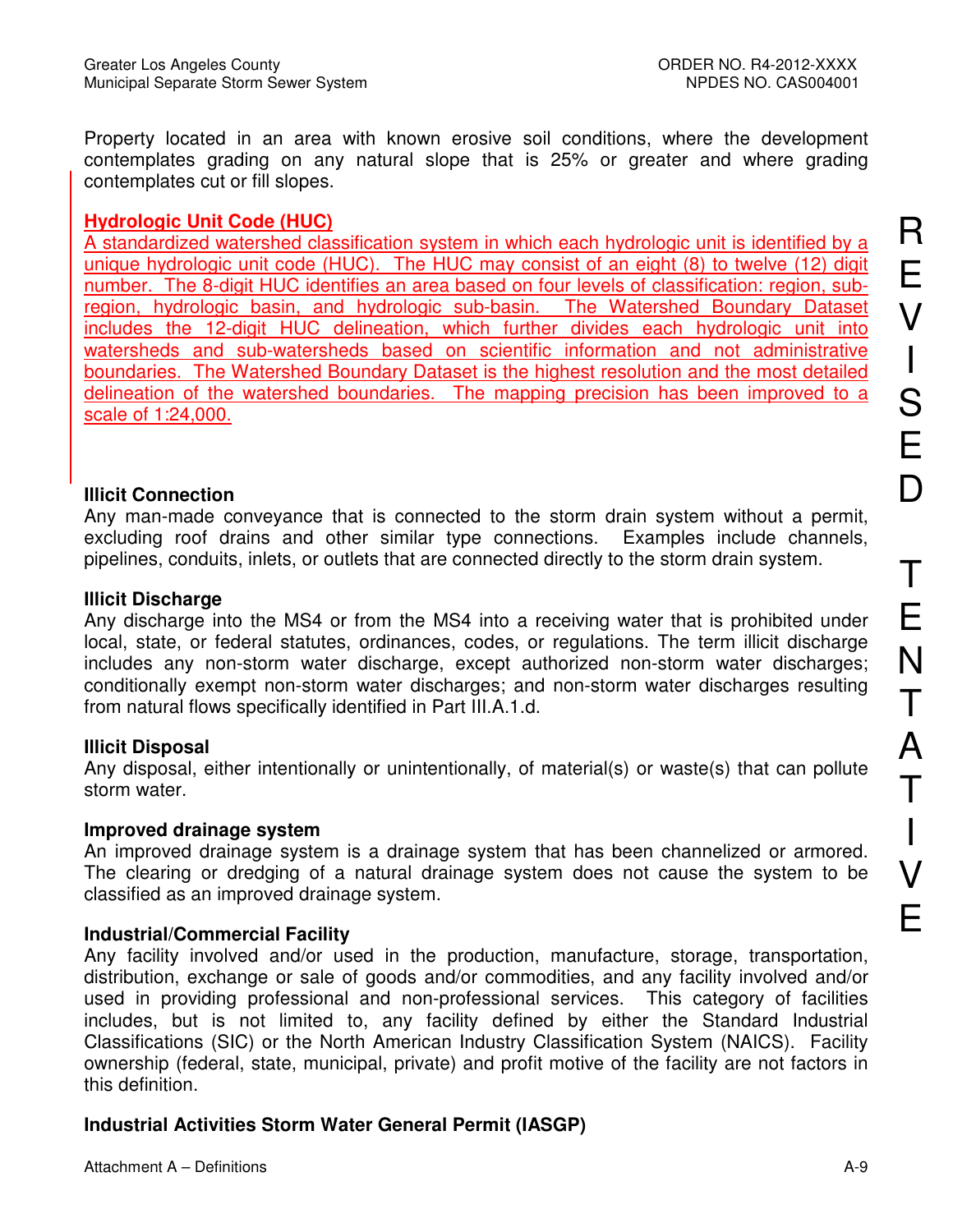Property located in an area with known erosive soil conditions, where the development contemplates grading on any natural slope that is 25% or greater and where grading contemplates cut or fill slopes.

**Hydrologic Unit Code (HUC)**
A standardized watershed classification system in which each hydrologic unit is identified by a unique hydrologic unit code (HUC). The HUC may consist of an eight (8) to twelve (12) digit number. The 8-digit HUC identifies an area based on four levels of classification: region, sub-region, hydrologic basin, and hydrologic sub-basin. The Watershed Boundary Dataset includes the 12-digit HUC delineation, which further divides each hydrologic unit into watersheds and sub-watersheds based on scientific information and not administrative boundaries. The Watershed Boundary Dataset is the highest resolution and the most detailed delineation of the watershed boundaries. The mapping precision has been improved to a scale of 1:24,000.

**Illicit Connection**
Any man-made conveyance that is connected to the storm drain system without a permit, excluding roof drains and other similar type connections. Examples include channels, pipelines, conduits, inlets, or outlets that are connected directly to the storm drain system.

**Illicit Discharge**
Any discharge into the MS4 or from the MS4 into a receiving water that is prohibited under local, state, or federal statutes, ordinances, codes, or regulations. The term illicit discharge includes any non-storm water discharge, except authorized non-storm water discharges; conditionally exempt non-storm water discharges; and non-storm water discharges resulting from natural flows specifically identified in Part III.A.1.d.

**Illicit Disposal**
Any disposal, either intentionally or unintentionally, of material(s) or waste(s) that can pollute storm water.

**Improved drainage system**
An improved drainage system is a drainage system that has been channelized or armored. The clearing or dredging of a natural drainage system does not cause the system to be classified as an improved drainage system.

**Industrial/Commercial Facility**
Any facility involved and/or used in the production, manufacture, storage, transportation, distribution, exchange or sale of goods and/or commodities, and any facility involved and/or used in providing professional and non-professional services. This category of facilities includes, but is not limited to, any facility defined by either the Standard Industrial Classifications (SIC) or the North American Industry Classification System (NAICS). Facility ownership (federal, state, municipal, private) and profit motive of the facility are not factors in this definition.

**Industrial Activities Storm Water General Permit (IASGP)**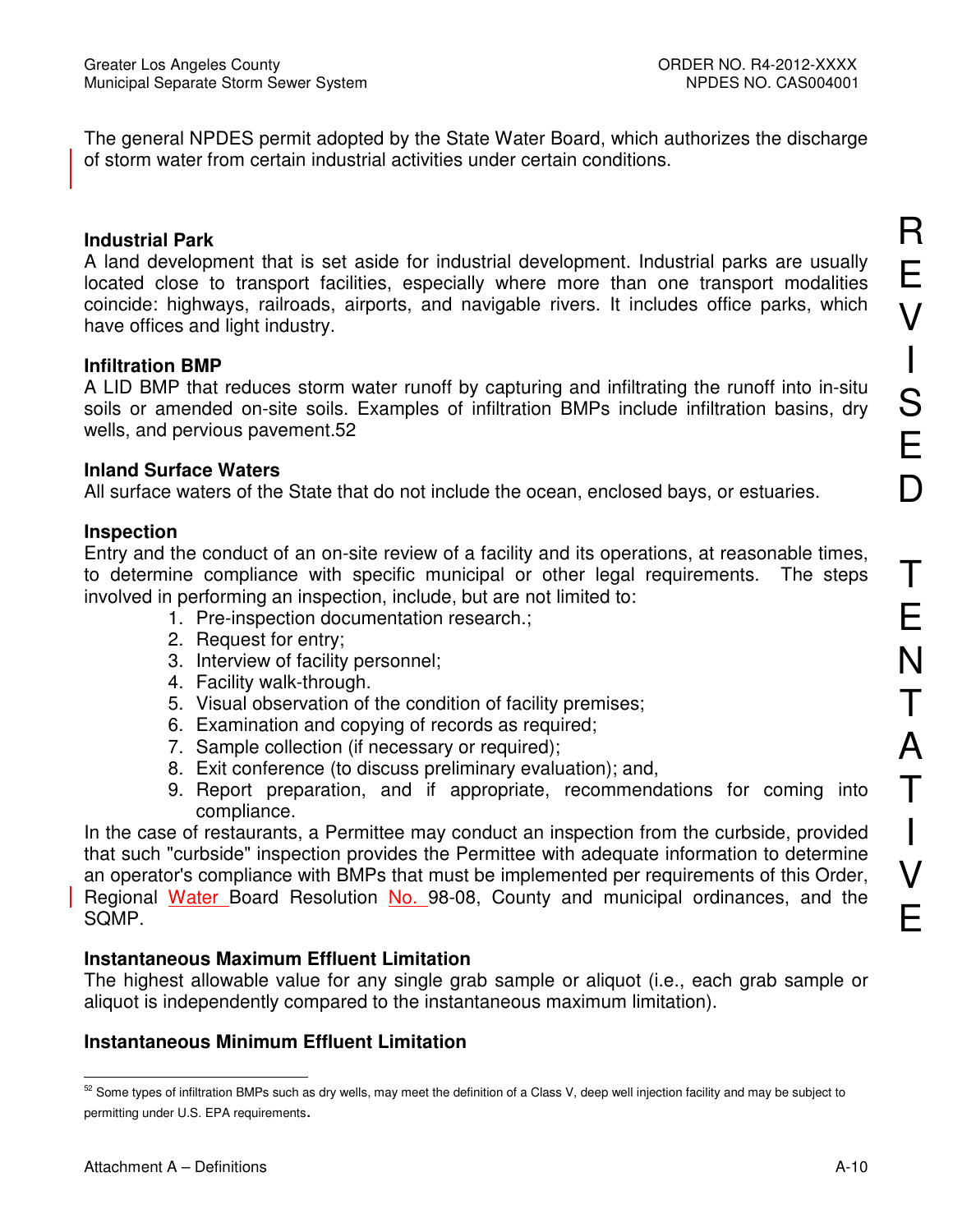The general NPDES permit adopted by the State Water Board, which authorizes the discharge of storm water from certain industrial activities under certain conditions.

**Industrial Park**
A land development that is set aside for industrial development. Industrial parks are usually located close to transport facilities, especially where more than one transport modalities coincide: highways, railroads, airports, and navigable rivers. It includes office parks, which have offices and light industry.

**Infiltration BMP**
A LID BMP that reduces storm water runoff by capturing and infiltrating the runoff into in-situ soils or amended on-site soils. Examples of infiltration BMPs include infiltration basins, dry wells, and pervious pavement.[52]

**Inland Surface Waters**
All surface waters of the State that do not include the ocean, enclosed bays, or estuaries.

**Inspection**
Entry and the conduct of an on-site review of a facility and its operations, at reasonable times, to determine compliance with specific municipal or other legal requirements. The steps involved in performing an inspection, include, but are not limited to:

1. Pre-inspection documentation research.;
2. Request for entry;
3. Interview of facility personnel;
4. Facility walk-through.
5. Visual observation of the condition of facility premises;
6. Examination and copying of records as required;
7. Sample collection (if necessary or required);
8. Exit conference (to discuss preliminary evaluation); and,
9. Report preparation, and if appropriate, recommendations for coming into compliance.

In the case of restaurants, a Permittee may conduct an inspection from the curbside, provided that such "curbside" inspection provides the Permittee with adequate information to determine an operator's compliance with BMPs that must be implemented per requirements of this Order, Regional Water Board Resolution No. 98-08, County and municipal ordinances, and the SQMP.

**Instantaneous Maximum Effluent Limitation**
The highest allowable value for any single grab sample or aliquot (i.e., each grab sample or aliquot is independently compared to the instantaneous maximum limitation).

**Instantaneous Minimum Effluent Limitation**

[52] Some types of infiltration BMPs such as dry wells, may meet the definition of a Class V, deep well injection facility and may be subject to permitting under U.S. EPA requirements.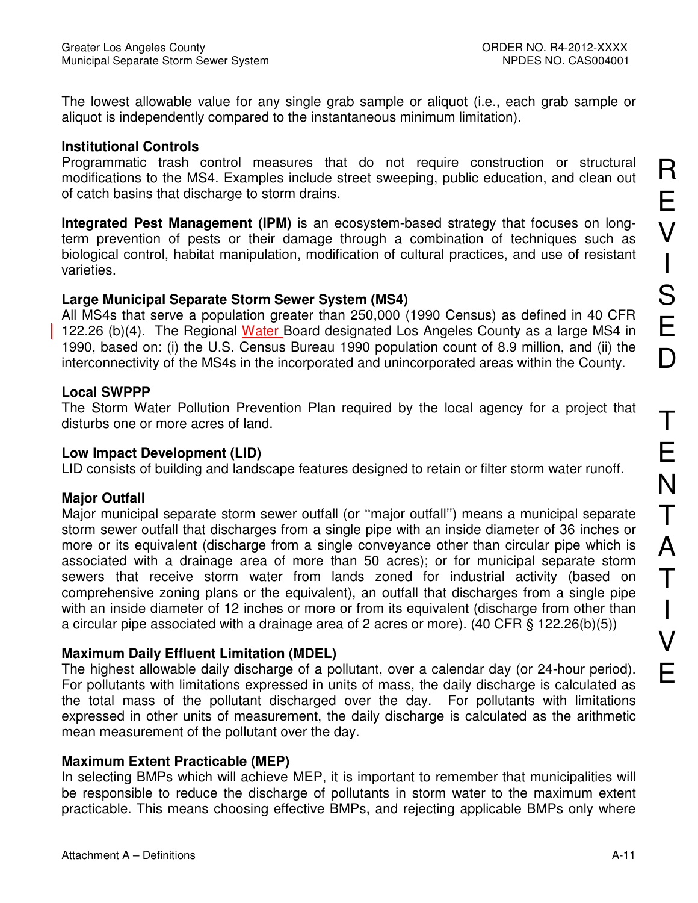The lowest allowable value for any single grab sample or aliquot (i.e., each grab sample or aliquot is independently compared to the instantaneous minimum limitation).

**Institutional Controls**
Programmatic trash control measures that do not require construction or structural modifications to the MS4. Examples include street sweeping, public education, and clean out of catch basins that discharge to storm drains.

**Integrated Pest Management (IPM)** is an ecosystem-based strategy that focuses on long-term prevention of pests or their damage through a combination of techniques such as biological control, habitat manipulation, modification of cultural practices, and use of resistant varieties.

**Large Municipal Separate Storm Sewer System (MS4)**
All MS4s that serve a population greater than 250,000 (1990 Census) as defined in 40 CFR 122.26 (b)(4). The Regional Water Board designated Los Angeles County as a large MS4 in 1990, based on: (i) the U.S. Census Bureau 1990 population count of 8.9 million, and (ii) the interconnectivity of the MS4s in the incorporated and unincorporated areas within the County.

**Local SWPPP**
The Storm Water Pollution Prevention Plan required by the local agency for a project that disturbs one or more acres of land.

**Low Impact Development (LID)**
LID consists of building and landscape features designed to retain or filter storm water runoff.

**Major Outfall**
Major municipal separate storm sewer outfall (or ''major outfall'') means a municipal separate storm sewer outfall that discharges from a single pipe with an inside diameter of 36 inches or more or its equivalent (discharge from a single conveyance other than circular pipe which is associated with a drainage area of more than 50 acres); or for municipal separate storm sewers that receive storm water from lands zoned for industrial activity (based on comprehensive zoning plans or the equivalent), an outfall that discharges from a single pipe with an inside diameter of 12 inches or more or from its equivalent (discharge from other than a circular pipe associated with a drainage area of 2 acres or more). (40 CFR § 122.26(b)(5))

**Maximum Daily Effluent Limitation (MDEL)**
The highest allowable daily discharge of a pollutant, over a calendar day (or 24-hour period). For pollutants with limitations expressed in units of mass, the daily discharge is calculated as the total mass of the pollutant discharged over the day. For pollutants with limitations expressed in other units of measurement, the daily discharge is calculated as the arithmetic mean measurement of the pollutant over the day.

**Maximum Extent Practicable (MEP)**
In selecting BMPs which will achieve MEP, it is important to remember that municipalities will be responsible to reduce the discharge of pollutants in storm water to the maximum extent practicable. This means choosing effective BMPs, and rejecting applicable BMPs only where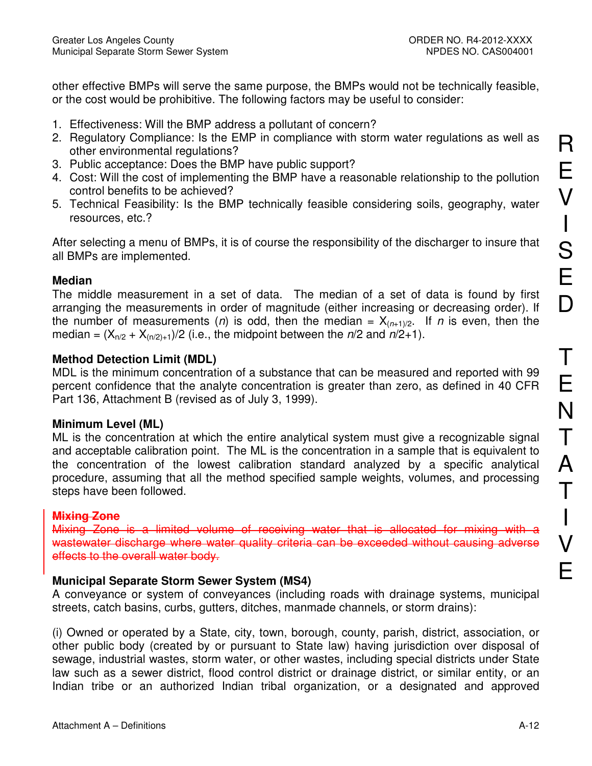other effective BMPs will serve the same purpose, the BMPs would not be technically feasible, or the cost would be prohibitive. The following factors may be useful to consider:

1. Effectiveness: Will the BMP address a pollutant of concern?
2. Regulatory Compliance: Is the EMP in compliance with storm water regulations as well as other environmental regulations?
3. Public acceptance: Does the BMP have public support?
4. Cost: Will the cost of implementing the BMP have a reasonable relationship to the pollution control benefits to be achieved?
5. Technical Feasibility: Is the BMP technically feasible considering soils, geography, water resources, etc.?

After selecting a menu of BMPs, it is of course the responsibility of the discharger to insure that all BMPs are implemented.

**Median**
The middle measurement in a set of data. The median of a set of data is found by first arranging the measurements in order of magnitude (either increasing or decreasing order). If the number of measurements ($n$) is odd, then the median = $X_{(n+1)/2}$. If $n$ is even, then the median = $(X_{n/2} + X_{(n/2)+1})/2$ (i.e., the midpoint between the $n$/2 and $n$/2+1).

**Method Detection Limit (MDL)**
MDL is the minimum concentration of a substance that can be measured and reported with 99 percent confidence that the analyte concentration is greater than zero, as defined in 40 CFR Part 136, Attachment B (revised as of July 3, 1999).

**Minimum Level (ML)**
ML is the concentration at which the entire analytical system must give a recognizable signal and acceptable calibration point. The ML is the concentration in a sample that is equivalent to the concentration of the lowest calibration standard analyzed by a specific analytical procedure, assuming that all the method specified sample weights, volumes, and processing steps have been followed.

~~**Mixing Zone**~~
~~Mixing Zone is a limited volume of receiving water that is allocated for mixing with a wastewater discharge where water quality criteria can be exceeded without causing adverse effects to the overall water body.~~

**Municipal Separate Storm Sewer System (MS4)**
A conveyance or system of conveyances (including roads with drainage systems, municipal streets, catch basins, curbs, gutters, ditches, manmade channels, or storm drains):

(i) Owned or operated by a State, city, town, borough, county, parish, district, association, or other public body (created by or pursuant to State law) having jurisdiction over disposal of sewage, industrial wastes, storm water, or other wastes, including special districts under State law such as a sewer district, flood control district or drainage district, or similar entity, or an Indian tribe or an authorized Indian tribal organization, or a designated and approved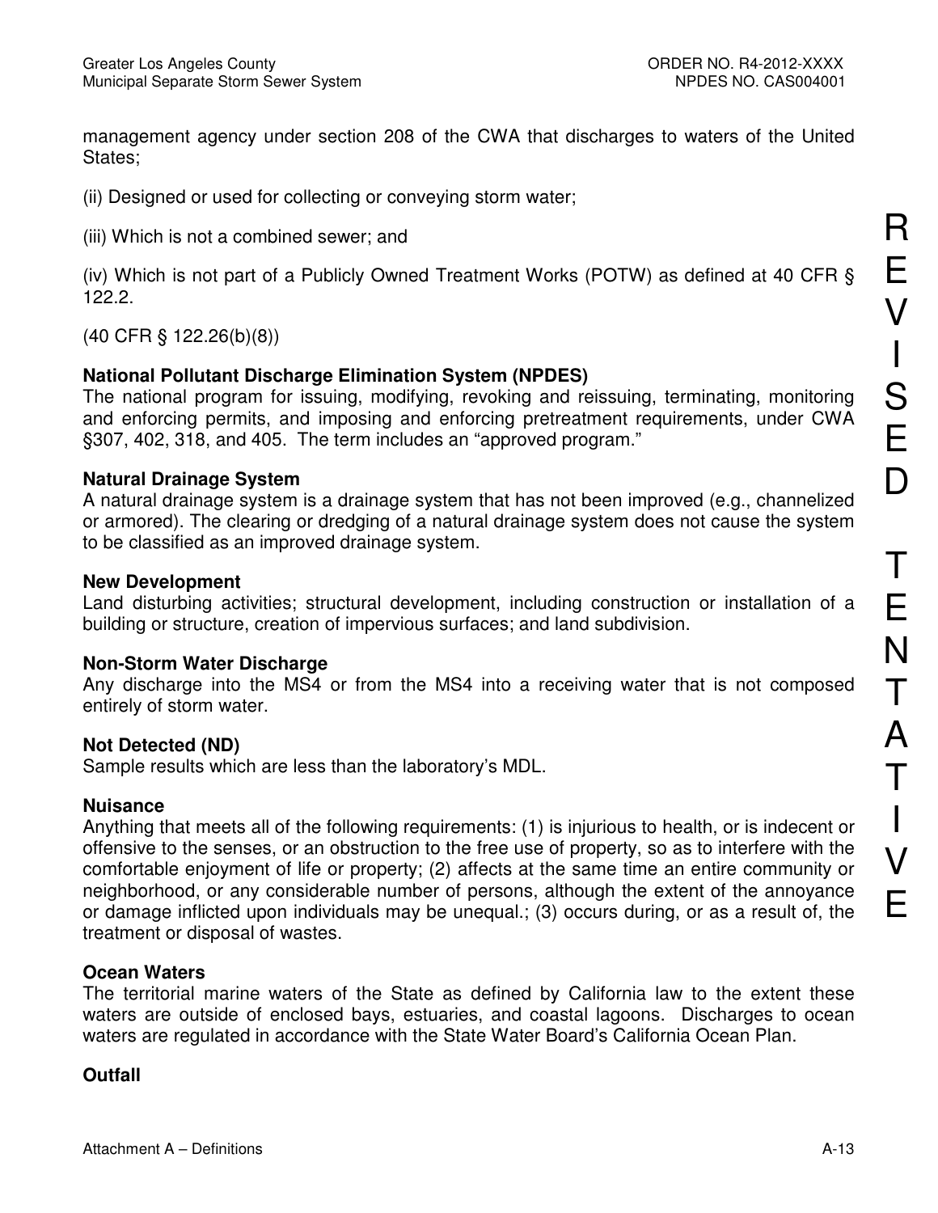management agency under section 208 of the CWA that discharges to waters of the United States;

(ii) Designed or used for collecting or conveying storm water;

(iii) Which is not a combined sewer; and

(iv) Which is not part of a Publicly Owned Treatment Works (POTW) as defined at 40 CFR § 122.2.

(40 CFR § 122.26(b)(8))

**National Pollutant Discharge Elimination System (NPDES)**
The national program for issuing, modifying, revoking and reissuing, terminating, monitoring and enforcing permits, and imposing and enforcing pretreatment requirements, under CWA §307, 402, 318, and 405. The term includes an "approved program."

**Natural Drainage System**
A natural drainage system is a drainage system that has not been improved (e.g., channelized or armored). The clearing or dredging of a natural drainage system does not cause the system to be classified as an improved drainage system.

**New Development**
Land disturbing activities; structural development, including construction or installation of a building or structure, creation of impervious surfaces; and land subdivision.

**Non-Storm Water Discharge**
Any discharge into the MS4 or from the MS4 into a receiving water that is not composed entirely of storm water.

**Not Detected (ND)**
Sample results which are less than the laboratory's MDL.

**Nuisance**
Anything that meets all of the following requirements: (1) is injurious to health, or is indecent or offensive to the senses, or an obstruction to the free use of property, so as to interfere with the comfortable enjoyment of life or property; (2) affects at the same time an entire community or neighborhood, or any considerable number of persons, although the extent of the annoyance or damage inflicted upon individuals may be unequal.; (3) occurs during, or as a result of, the treatment or disposal of wastes.

**Ocean Waters**
The territorial marine waters of the State as defined by California law to the extent these waters are outside of enclosed bays, estuaries, and coastal lagoons. Discharges to ocean waters are regulated in accordance with the State Water Board's California Ocean Plan.

**Outfall**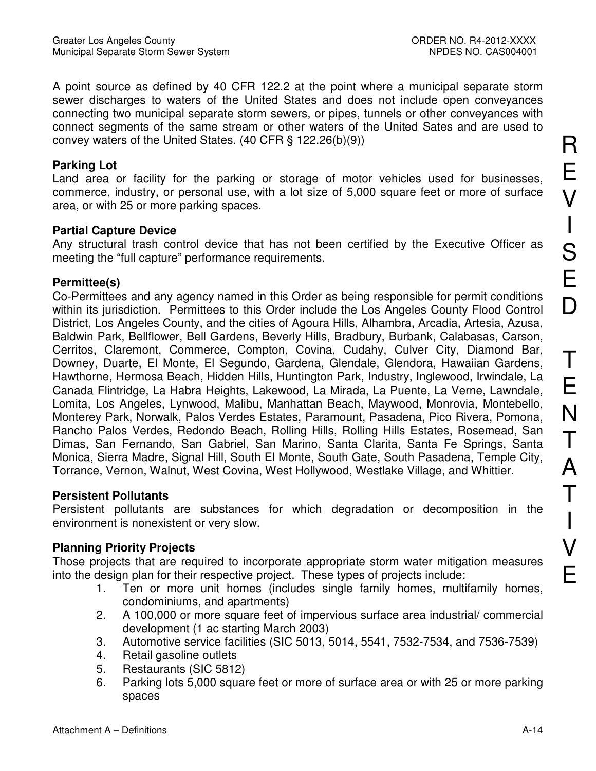A point source as defined by 40 CFR 122.2 at the point where a municipal separate storm sewer discharges to waters of the United States and does not include open conveyances connecting two municipal separate storm sewers, or pipes, tunnels or other conveyances with connect segments of the same stream or other waters of the United Sates and are used to convey waters of the United States. (40 CFR § 122.26(b)(9))

**Parking Lot**
Land area or facility for the parking or storage of motor vehicles used for businesses, commerce, industry, or personal use, with a lot size of 5,000 square feet or more of surface area, or with 25 or more parking spaces.

**Partial Capture Device**
Any structural trash control device that has not been certified by the Executive Officer as meeting the "full capture" performance requirements.

**Permittee(s)**
Co-Permittees and any agency named in this Order as being responsible for permit conditions within its jurisdiction. Permittees to this Order include the Los Angeles County Flood Control District, Los Angeles County, and the cities of Agoura Hills, Alhambra, Arcadia, Artesia, Azusa, Baldwin Park, Bellflower, Bell Gardens, Beverly Hills, Bradbury, Burbank, Calabasas, Carson, Cerritos, Claremont, Commerce, Compton, Covina, Cudahy, Culver City, Diamond Bar, Downey, Duarte, El Monte, El Segundo, Gardena, Glendale, Glendora, Hawaiian Gardens, Hawthorne, Hermosa Beach, Hidden Hills, Huntington Park, Industry, Inglewood, Irwindale, La Canada Flintridge, La Habra Heights, Lakewood, La Mirada, La Puente, La Verne, Lawndale, Lomita, Los Angeles, Lynwood, Malibu, Manhattan Beach, Maywood, Monrovia, Montebello, Monterey Park, Norwalk, Palos Verdes Estates, Paramount, Pasadena, Pico Rivera, Pomona, Rancho Palos Verdes, Redondo Beach, Rolling Hills, Rolling Hills Estates, Rosemead, San Dimas, San Fernando, San Gabriel, San Marino, Santa Clarita, Santa Fe Springs, Santa Monica, Sierra Madre, Signal Hill, South El Monte, South Gate, South Pasadena, Temple City, Torrance, Vernon, Walnut, West Covina, West Hollywood, Westlake Village, and Whittier.

**Persistent Pollutants**
Persistent pollutants are substances for which degradation or decomposition in the environment is nonexistent or very slow.

**Planning Priority Projects**
Those projects that are required to incorporate appropriate storm water mitigation measures into the design plan for their respective project. These types of projects include:

1. Ten or more unit homes (includes single family homes, multifamily homes, condominiums, and apartments)
2. A 100,000 or more square feet of impervious surface area industrial/ commercial development (1 ac starting March 2003)
3. Automotive service facilities (SIC 5013, 5014, 5541, 7532-7534, and 7536-7539)
4. Retail gasoline outlets
5. Restaurants (SIC 5812)
6. Parking lots 5,000 square feet or more of surface area or with 25 or more parking spaces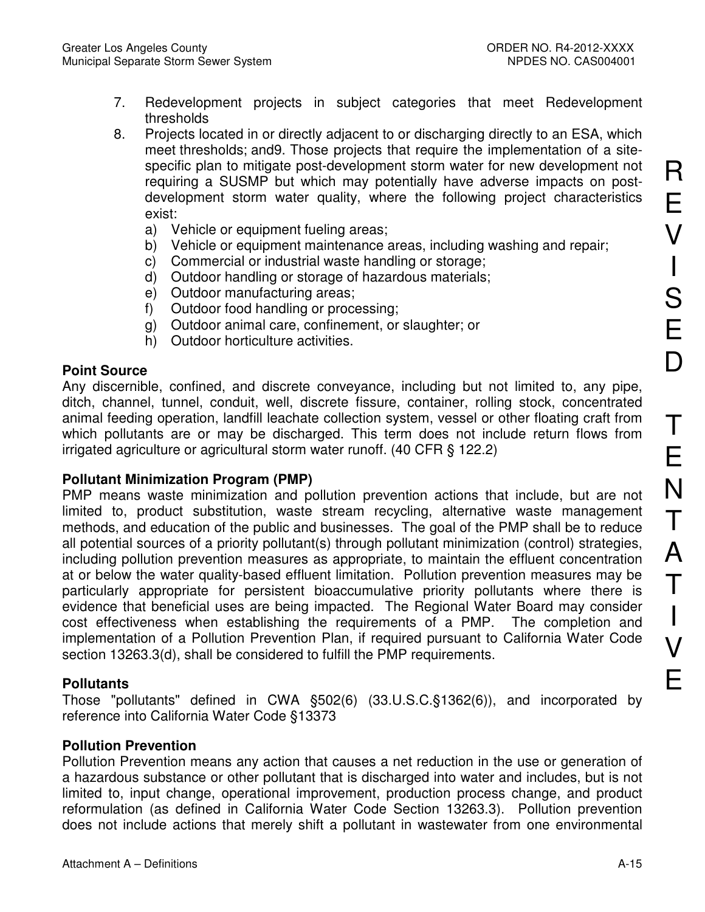7. Redevelopment projects in subject categories that meet Redevelopment thresholds
8. Projects located in or directly adjacent to or discharging directly to an ESA, which meet thresholds; and9. Those projects that require the implementation of a site-specific plan to mitigate post-development storm water for new development not requiring a SUSMP but which may potentially have adverse impacts on post-development storm water quality, where the following project characteristics exist:
   a) Vehicle or equipment fueling areas;
   b) Vehicle or equipment maintenance areas, including washing and repair;
   c) Commercial or industrial waste handling or storage;
   d) Outdoor handling or storage of hazardous materials;
   e) Outdoor manufacturing areas;
   f) Outdoor food handling or processing;
   g) Outdoor animal care, confinement, or slaughter; or
   h) Outdoor horticulture activities.

**Point Source**
Any discernible, confined, and discrete conveyance, including but not limited to, any pipe, ditch, channel, tunnel, conduit, well, discrete fissure, container, rolling stock, concentrated animal feeding operation, landfill leachate collection system, vessel or other floating craft from which pollutants are or may be discharged. This term does not include return flows from irrigated agriculture or agricultural storm water runoff. (40 CFR § 122.2)

**Pollutant Minimization Program (PMP)**
PMP means waste minimization and pollution prevention actions that include, but are not limited to, product substitution, waste stream recycling, alternative waste management methods, and education of the public and businesses. The goal of the PMP shall be to reduce all potential sources of a priority pollutant(s) through pollutant minimization (control) strategies, including pollution prevention measures as appropriate, to maintain the effluent concentration at or below the water quality-based effluent limitation. Pollution prevention measures may be particularly appropriate for persistent bioaccumulative priority pollutants where there is evidence that beneficial uses are being impacted. The Regional Water Board may consider cost effectiveness when establishing the requirements of a PMP. The completion and implementation of a Pollution Prevention Plan, if required pursuant to California Water Code section 13263.3(d), shall be considered to fulfill the PMP requirements.

**Pollutants**
Those "pollutants" defined in CWA §502(6) (33.U.S.C.§1362(6)), and incorporated by reference into California Water Code §13373

**Pollution Prevention**
Pollution Prevention means any action that causes a net reduction in the use or generation of a hazardous substance or other pollutant that is discharged into water and includes, but is not limited to, input change, operational improvement, production process change, and product reformulation (as defined in California Water Code Section 13263.3). Pollution prevention does not include actions that merely shift a pollutant in wastewater from one environmental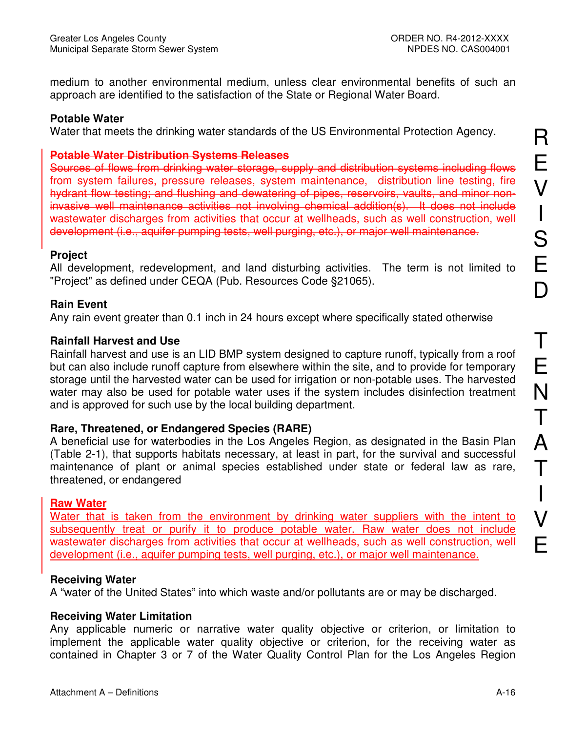medium to another environmental medium, unless clear environmental benefits of such an approach are identified to the satisfaction of the State or Regional Water Board.

**Potable Water**
Water that meets the drinking water standards of the US Environmental Protection Agency.

~~**Potable Water Distribution Systems Releases**~~
~~Sources of flows from drinking water storage, supply and distribution systems including flows from system failures, pressure releases, system maintenance, distribution line testing, fire hydrant flow testing; and flushing and dewatering of pipes, reservoirs, vaults, and minor non-invasive well maintenance activities not involving chemical addition(s). It does not include wastewater discharges from activities that occur at wellheads, such as well construction, well development (i.e., aquifer pumping tests, well purging, etc.), or major well maintenance.~~

**Project**
All development, redevelopment, and land disturbing activities. The term is not limited to "Project" as defined under CEQA (Pub. Resources Code §21065).

**Rain Event**
Any rain event greater than 0.1 inch in 24 hours except where specifically stated otherwise

**Rainfall Harvest and Use**
Rainfall harvest and use is an LID BMP system designed to capture runoff, typically from a roof but can also include runoff capture from elsewhere within the site, and to provide for temporary storage until the harvested water can be used for irrigation or non-potable uses. The harvested water may also be used for potable water uses if the system includes disinfection treatment and is approved for such use by the local building department.

**Rare, Threatened, or Endangered Species (RARE)**
A beneficial use for waterbodies in the Los Angeles Region, as designated in the Basin Plan (Table 2-1), that supports habitats necessary, at least in part, for the survival and successful maintenance of plant or animal species established under state or federal law as rare, threatened, or endangered

**Raw Water**
Water that is taken from the environment by drinking water suppliers with the intent to subsequently treat or purify it to produce potable water. Raw water does not include wastewater discharges from activities that occur at wellheads, such as well construction, well development (i.e., aquifer pumping tests, well purging, etc.), or major well maintenance.

**Receiving Water**
A "water of the United States" into which waste and/or pollutants are or may be discharged.

**Receiving Water Limitation**
Any applicable numeric or narrative water quality objective or criterion, or limitation to implement the applicable water quality objective or criterion, for the receiving water as contained in Chapter 3 or 7 of the Water Quality Control Plan for the Los Angeles Region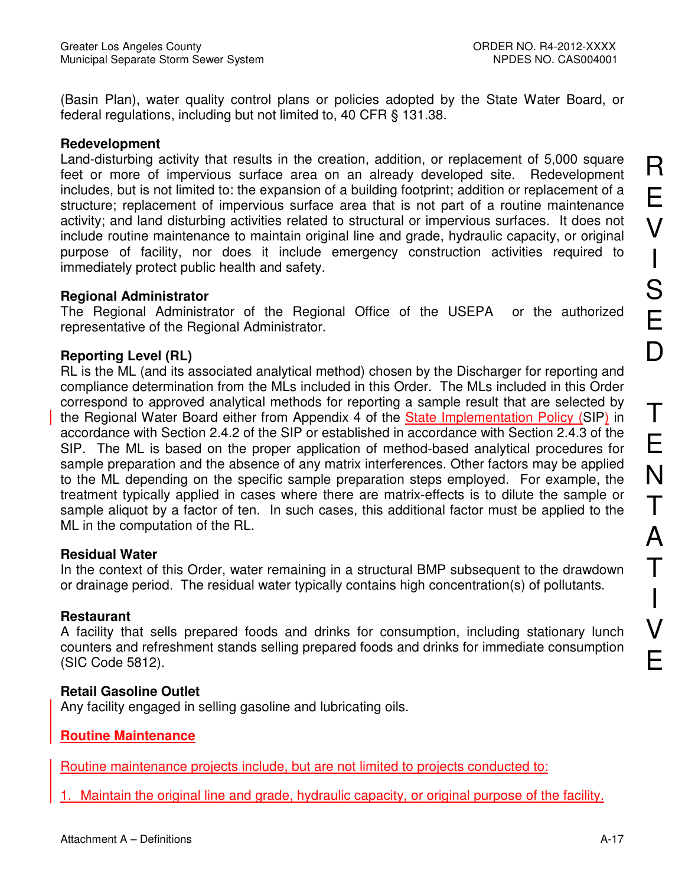(Basin Plan), water quality control plans or policies adopted by the State Water Board, or federal regulations, including but not limited to, 40 CFR § 131.38.

**Redevelopment**
Land-disturbing activity that results in the creation, addition, or replacement of 5,000 square feet or more of impervious surface area on an already developed site. Redevelopment includes, but is not limited to: the expansion of a building footprint; addition or replacement of a structure; replacement of impervious surface area that is not part of a routine maintenance activity; and land disturbing activities related to structural or impervious surfaces. It does not include routine maintenance to maintain original line and grade, hydraulic capacity, or original purpose of facility, nor does it include emergency construction activities required to immediately protect public health and safety.

**Regional Administrator**
The Regional Administrator of the Regional Office of the USEPA or the authorized representative of the Regional Administrator.

**Reporting Level (RL)**
RL is the ML (and its associated analytical method) chosen by the Discharger for reporting and compliance determination from the MLs included in this Order. The MLs included in this Order correspond to approved analytical methods for reporting a sample result that are selected by the Regional Water Board either from Appendix 4 of the State Implementation Policy (SIP) in accordance with Section 2.4.2 of the SIP or established in accordance with Section 2.4.3 of the SIP. The ML is based on the proper application of method-based analytical procedures for sample preparation and the absence of any matrix interferences. Other factors may be applied to the ML depending on the specific sample preparation steps employed. For example, the treatment typically applied in cases where there are matrix-effects is to dilute the sample or sample aliquot by a factor of ten. In such cases, this additional factor must be applied to the ML in the computation of the RL.

**Residual Water**
In the context of this Order, water remaining in a structural BMP subsequent to the drawdown or drainage period. The residual water typically contains high concentration(s) of pollutants.

**Restaurant**
A facility that sells prepared foods and drinks for consumption, including stationary lunch counters and refreshment stands selling prepared foods and drinks for immediate consumption (SIC Code 5812).

**Retail Gasoline Outlet**
Any facility engaged in selling gasoline and lubricating oils.

**Routine Maintenance**

Routine maintenance projects include, but are not limited to projects conducted to:

1. Maintain the original line and grade, hydraulic capacity, or original purpose of the facility.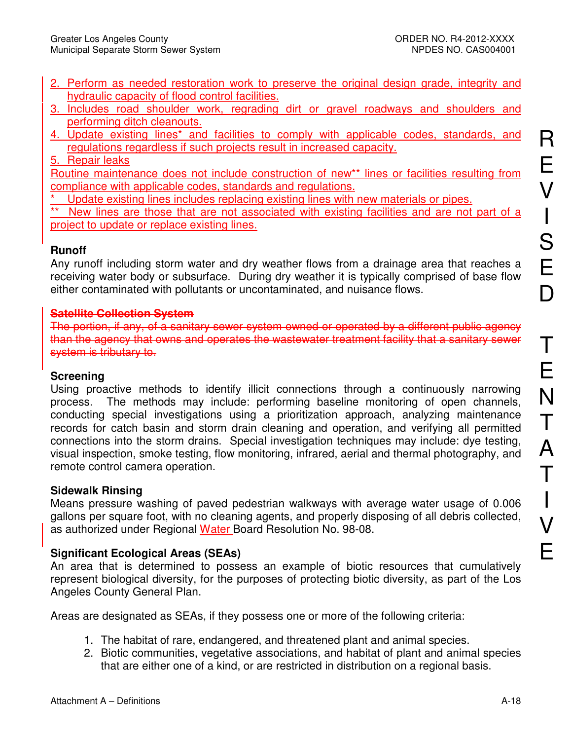2. Perform as needed restoration work to preserve the original design grade, integrity and hydraulic capacity of flood control facilities.
3. Includes road shoulder work, regrading dirt or gravel roadways and shoulders and performing ditch cleanouts.
4. Update existing lines* and facilities to comply with applicable codes, standards, and regulations regardless if such projects result in increased capacity.
5. Repair leaks

Routine maintenance does not include construction of new** lines or facilities resulting from compliance with applicable codes, standards and regulations.

\* Update existing lines includes replacing existing lines with new materials or pipes.

\*\* New lines are those that are not associated with existing facilities and are not part of a project to update or replace existing lines.

**Runoff**

Any runoff including storm water and dry weather flows from a drainage area that reaches a receiving water body or subsurface. During dry weather it is typically comprised of base flow either contaminated with pollutants or uncontaminated, and nuisance flows.

~~**Satellite Collection System**~~

~~The portion, if any, of a sanitary sewer system owned or operated by a different public agency than the agency that owns and operates the wastewater treatment facility that a sanitary sewer system is tributary to.~~

**Screening**

Using proactive methods to identify illicit connections through a continuously narrowing process. The methods may include: performing baseline monitoring of open channels, conducting special investigations using a prioritization approach, analyzing maintenance records for catch basin and storm drain cleaning and operation, and verifying all permitted connections into the storm drains. Special investigation techniques may include: dye testing, visual inspection, smoke testing, flow monitoring, infrared, aerial and thermal photography, and remote control camera operation.

**Sidewalk Rinsing**

Means pressure washing of paved pedestrian walkways with average water usage of 0.006 gallons per square foot, with no cleaning agents, and properly disposing of all debris collected, as authorized under Regional Water Board Resolution No. 98-08.

**Significant Ecological Areas (SEAs)**

An area that is determined to possess an example of biotic resources that cumulatively represent biological diversity, for the purposes of protecting biotic diversity, as part of the Los Angeles County General Plan.

Areas are designated as SEAs, if they possess one or more of the following criteria:

1. The habitat of rare, endangered, and threatened plant and animal species.
2. Biotic communities, vegetative associations, and habitat of plant and animal species that are either one of a kind, or are restricted in distribution on a regional basis.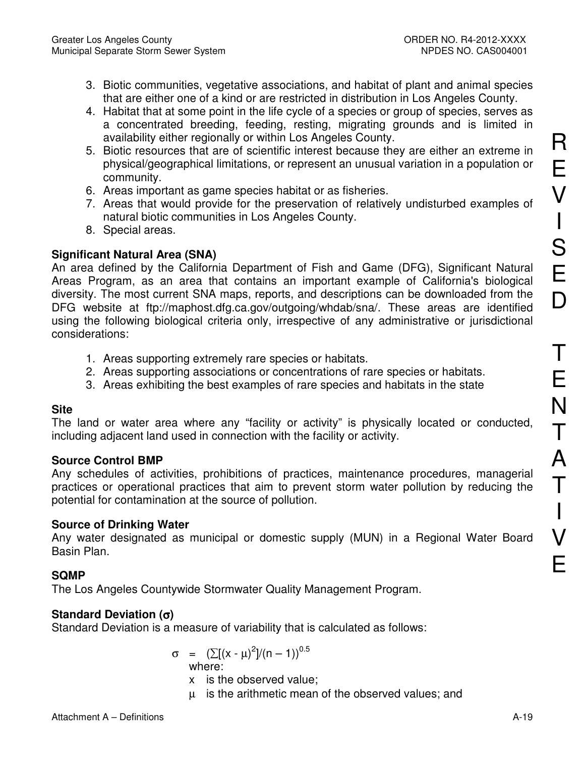3. Biotic communities, vegetative associations, and habitat of plant and animal species that are either one of a kind or are restricted in distribution in Los Angeles County.
4. Habitat that at some point in the life cycle of a species or group of species, serves as a concentrated breeding, feeding, resting, migrating grounds and is limited in availability either regionally or within Los Angeles County.
5. Biotic resources that are of scientific interest because they are either an extreme in physical/geographical limitations, or represent an unusual variation in a population or community.
6. Areas important as game species habitat or as fisheries.
7. Areas that would provide for the preservation of relatively undisturbed examples of natural biotic communities in Los Angeles County.
8. Special areas.

**Significant Natural Area (SNA)**
An area defined by the California Department of Fish and Game (DFG), Significant Natural Areas Program, as an area that contains an important example of California's biological diversity. The most current SNA maps, reports, and descriptions can be downloaded from the DFG website at ftp://maphost.dfg.ca.gov/outgoing/whdab/sna/. These areas are identified using the following biological criteria only, irrespective of any administrative or jurisdictional considerations:

1. Areas supporting extremely rare species or habitats.
2. Areas supporting associations or concentrations of rare species or habitats.
3. Areas exhibiting the best examples of rare species and habitats in the state

**Site**
The land or water area where any "facility or activity" is physically located or conducted, including adjacent land used in connection with the facility or activity.

**Source Control BMP**
Any schedules of activities, prohibitions of practices, maintenance procedures, managerial practices or operational practices that aim to prevent storm water pollution by reducing the potential for contamination at the source of pollution.

**Source of Drinking Water**
Any water designated as municipal or domestic supply (MUN) in a Regional Water Board Basin Plan.

**SQMP**
The Los Angeles Countywide Stormwater Quality Management Program.

**Standard Deviation (σ)**
Standard Deviation is a measure of variability that is calculated as follows:

$$\sigma = (\sum[(x - \mu)^2]/(n - 1))^{0.5}$$

where:

$x$ is the observed value;

$\mu$ is the arithmetic mean of the observed values; and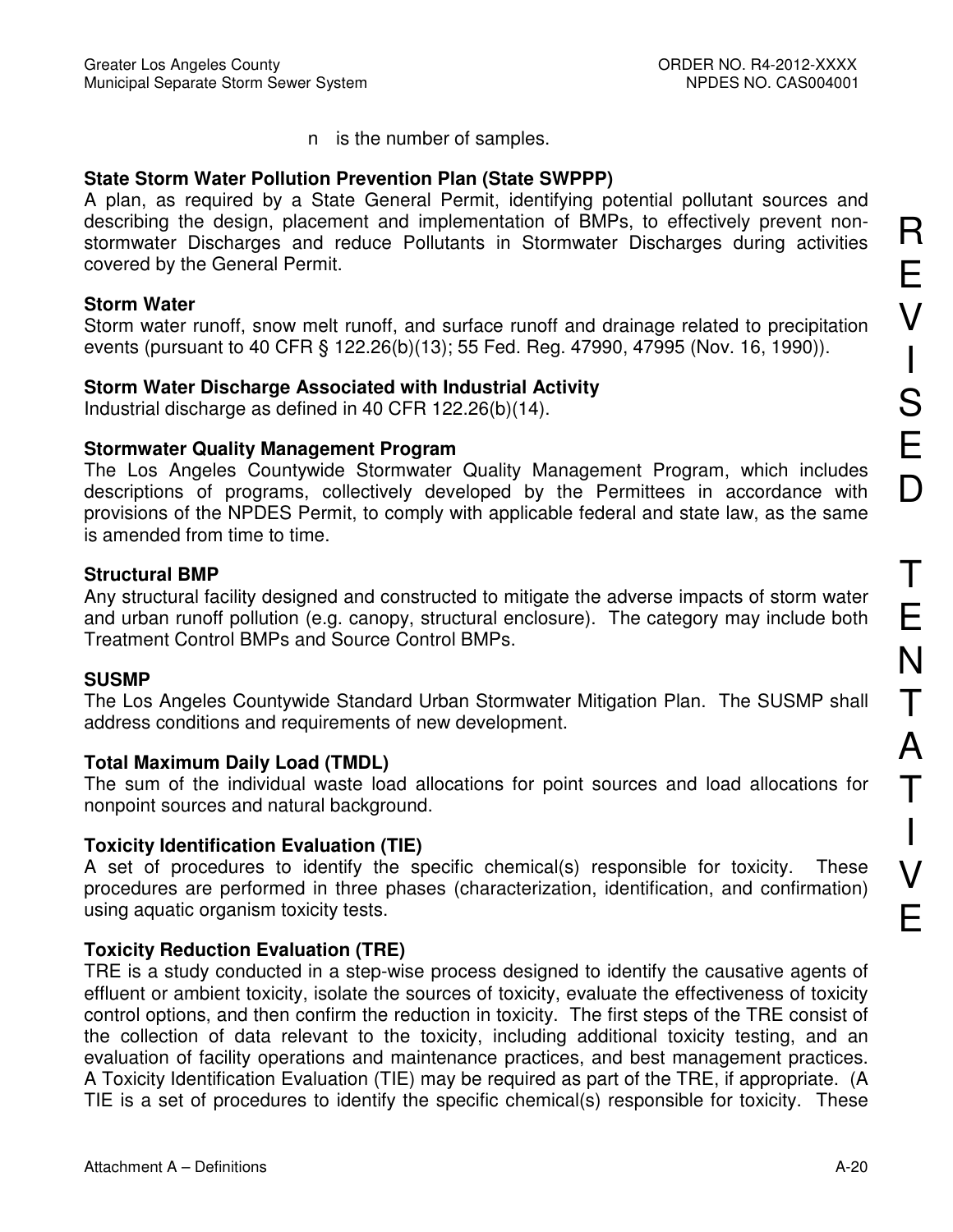n is the number of samples.

**State Storm Water Pollution Prevention Plan (State SWPPP)**
A plan, as required by a State General Permit, identifying potential pollutant sources and describing the design, placement and implementation of BMPs, to effectively prevent non-stormwater Discharges and reduce Pollutants in Stormwater Discharges during activities covered by the General Permit.

**Storm Water**
Storm water runoff, snow melt runoff, and surface runoff and drainage related to precipitation events (pursuant to 40 CFR § 122.26(b)(13); 55 Fed. Reg. 47990, 47995 (Nov. 16, 1990)).

**Storm Water Discharge Associated with Industrial Activity**
Industrial discharge as defined in 40 CFR 122.26(b)(14).

**Stormwater Quality Management Program**
The Los Angeles Countywide Stormwater Quality Management Program, which includes descriptions of programs, collectively developed by the Permittees in accordance with provisions of the NPDES Permit, to comply with applicable federal and state law, as the same is amended from time to time.

**Structural BMP**
Any structural facility designed and constructed to mitigate the adverse impacts of storm water and urban runoff pollution (e.g. canopy, structural enclosure). The category may include both Treatment Control BMPs and Source Control BMPs.

**SUSMP**
The Los Angeles Countywide Standard Urban Stormwater Mitigation Plan. The SUSMP shall address conditions and requirements of new development.

**Total Maximum Daily Load (TMDL)**
The sum of the individual waste load allocations for point sources and load allocations for nonpoint sources and natural background.

**Toxicity Identification Evaluation (TIE)**
A set of procedures to identify the specific chemical(s) responsible for toxicity. These procedures are performed in three phases (characterization, identification, and confirmation) using aquatic organism toxicity tests.

**Toxicity Reduction Evaluation (TRE)**
TRE is a study conducted in a step-wise process designed to identify the causative agents of effluent or ambient toxicity, isolate the sources of toxicity, evaluate the effectiveness of toxicity control options, and then confirm the reduction in toxicity. The first steps of the TRE consist of the collection of data relevant to the toxicity, including additional toxicity testing, and an evaluation of facility operations and maintenance practices, and best management practices. A Toxicity Identification Evaluation (TIE) may be required as part of the TRE, if appropriate. (A TIE is a set of procedures to identify the specific chemical(s) responsible for toxicity. These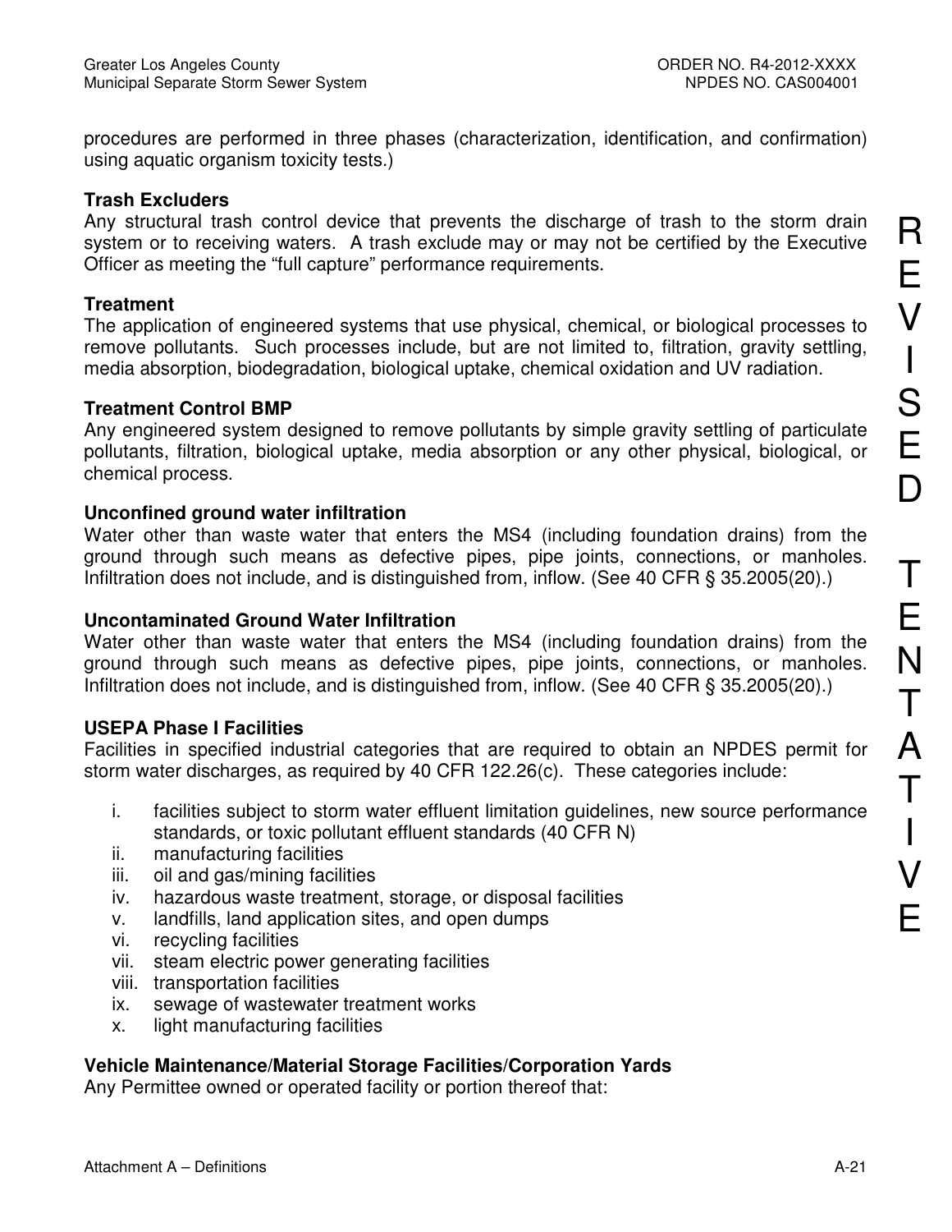procedures are performed in three phases (characterization, identification, and confirmation) using aquatic organism toxicity tests.)

**Trash Excluders**
Any structural trash control device that prevents the discharge of trash to the storm drain system or to receiving waters. A trash exclude may or may not be certified by the Executive Officer as meeting the "full capture" performance requirements.

**Treatment**
The application of engineered systems that use physical, chemical, or biological processes to remove pollutants. Such processes include, but are not limited to, filtration, gravity settling, media absorption, biodegradation, biological uptake, chemical oxidation and UV radiation.

**Treatment Control BMP**
Any engineered system designed to remove pollutants by simple gravity settling of particulate pollutants, filtration, biological uptake, media absorption or any other physical, biological, or chemical process.

**Unconfined ground water infiltration**
Water other than waste water that enters the MS4 (including foundation drains) from the ground through such means as defective pipes, pipe joints, connections, or manholes. Infiltration does not include, and is distinguished from, inflow. (See 40 CFR § 35.2005(20).)

**Uncontaminated Ground Water Infiltration**
Water other than waste water that enters the MS4 (including foundation drains) from the ground through such means as defective pipes, pipe joints, connections, or manholes. Infiltration does not include, and is distinguished from, inflow. (See 40 CFR § 35.2005(20).)

**USEPA Phase I Facilities**
Facilities in specified industrial categories that are required to obtain an NPDES permit for storm water discharges, as required by 40 CFR 122.26(c). These categories include:

i. facilities subject to storm water effluent limitation guidelines, new source performance standards, or toxic pollutant effluent standards (40 CFR N)
ii. manufacturing facilities
iii. oil and gas/mining facilities
iv. hazardous waste treatment, storage, or disposal facilities
v. landfills, land application sites, and open dumps
vi. recycling facilities
vii. steam electric power generating facilities
viii. transportation facilities
ix. sewage of wastewater treatment works
x. light manufacturing facilities

**Vehicle Maintenance/Material Storage Facilities/Corporation Yards**
Any Permittee owned or operated facility or portion thereof that:

REVISED TENTATIVE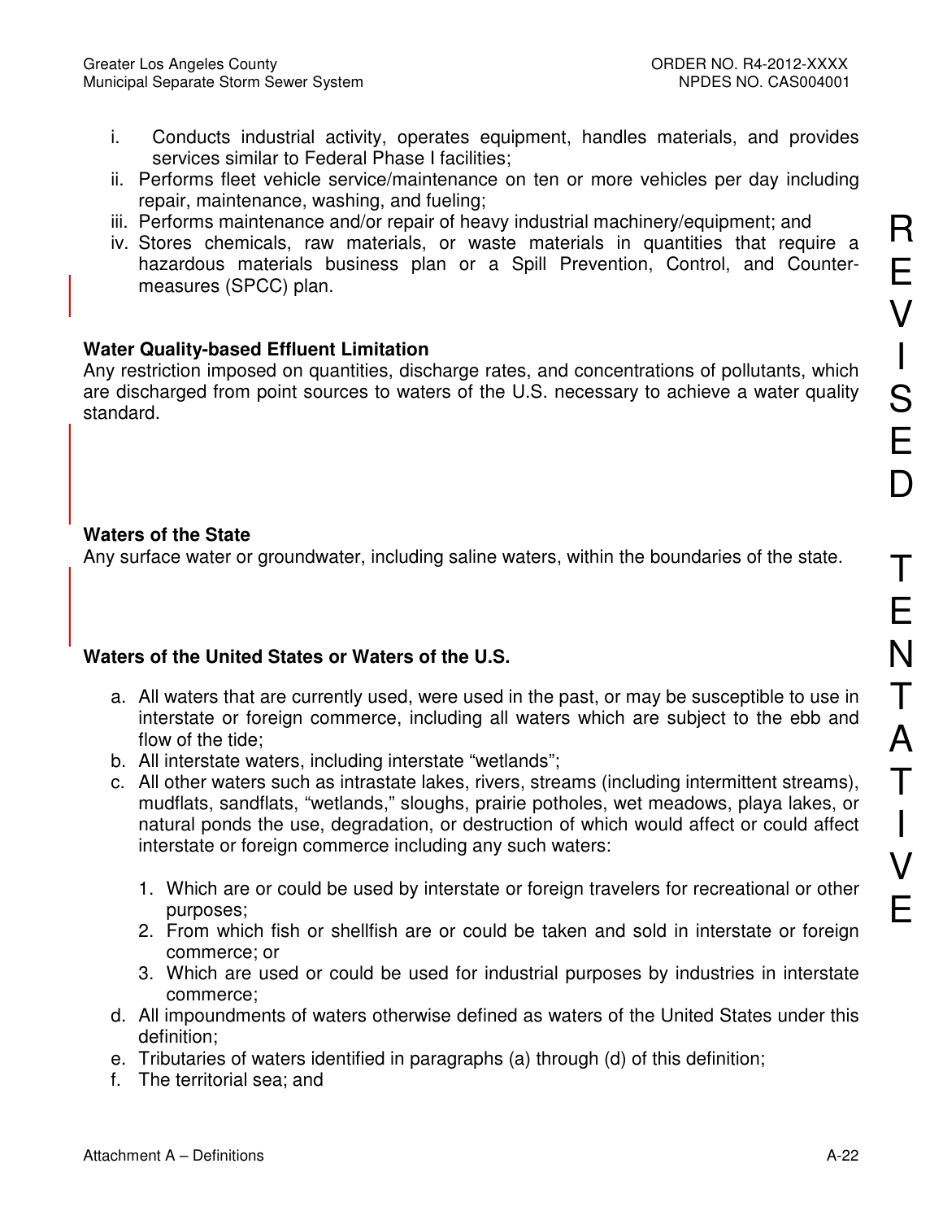i. Conducts industrial activity, operates equipment, handles materials, and provides services similar to Federal Phase I facilities;
ii. Performs fleet vehicle service/maintenance on ten or more vehicles per day including repair, maintenance, washing, and fueling;
iii. Performs maintenance and/or repair of heavy industrial machinery/equipment; and
iv. Stores chemicals, raw materials, or waste materials in quantities that require a hazardous materials business plan or a Spill Prevention, Control, and Countermeasures (SPCC) plan.

**Water Quality-based Effluent Limitation**
Any restriction imposed on quantities, discharge rates, and concentrations of pollutants, which are discharged from point sources to waters of the U.S. necessary to achieve a water quality standard.

**Waters of the State**
Any surface water or groundwater, including saline waters, within the boundaries of the state.

**Waters of the United States or Waters of the U.S.**

a. All waters that are currently used, were used in the past, or may be susceptible to use in interstate or foreign commerce, including all waters which are subject to the ebb and flow of the tide;
b. All interstate waters, including interstate "wetlands";
c. All other waters such as intrastate lakes, rivers, streams (including intermittent streams), mudflats, sandflats, "wetlands," sloughs, prairie potholes, wet meadows, playa lakes, or natural ponds the use, degradation, or destruction of which would affect or could affect interstate or foreign commerce including any such waters:
    1. Which are or could be used by interstate or foreign travelers for recreational or other purposes;
    2. From which fish or shellfish are or could be taken and sold in interstate or foreign commerce; or
    3. Which are used or could be used for industrial purposes by industries in interstate commerce;
d. All impoundments of waters otherwise defined as waters of the United States under this definition;
e. Tributaries of waters identified in paragraphs (a) through (d) of this definition;
f. The territorial sea; and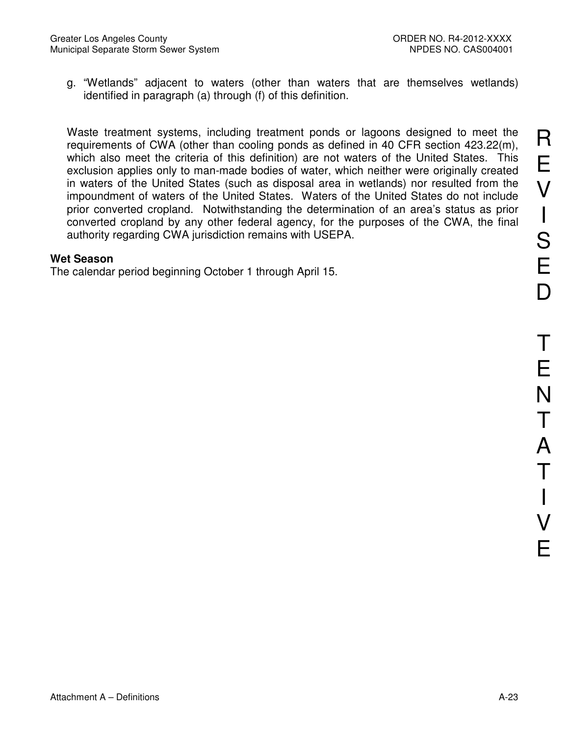g. "Wetlands" adjacent to waters (other than waters that are themselves wetlands) identified in paragraph (a) through (f) of this definition.

Waste treatment systems, including treatment ponds or lagoons designed to meet the requirements of CWA (other than cooling ponds as defined in 40 CFR section 423.22(m), which also meet the criteria of this definition) are not waters of the United States. This exclusion applies only to man-made bodies of water, which neither were originally created in waters of the United States (such as disposal area in wetlands) nor resulted from the impoundment of waters of the United States. Waters of the United States do not include prior converted cropland. Notwithstanding the determination of an area's status as prior converted cropland by any other federal agency, for the purposes of the CWA, the final authority regarding CWA jurisdiction remains with USEPA.

**Wet Season**
The calendar period beginning October 1 through April 15.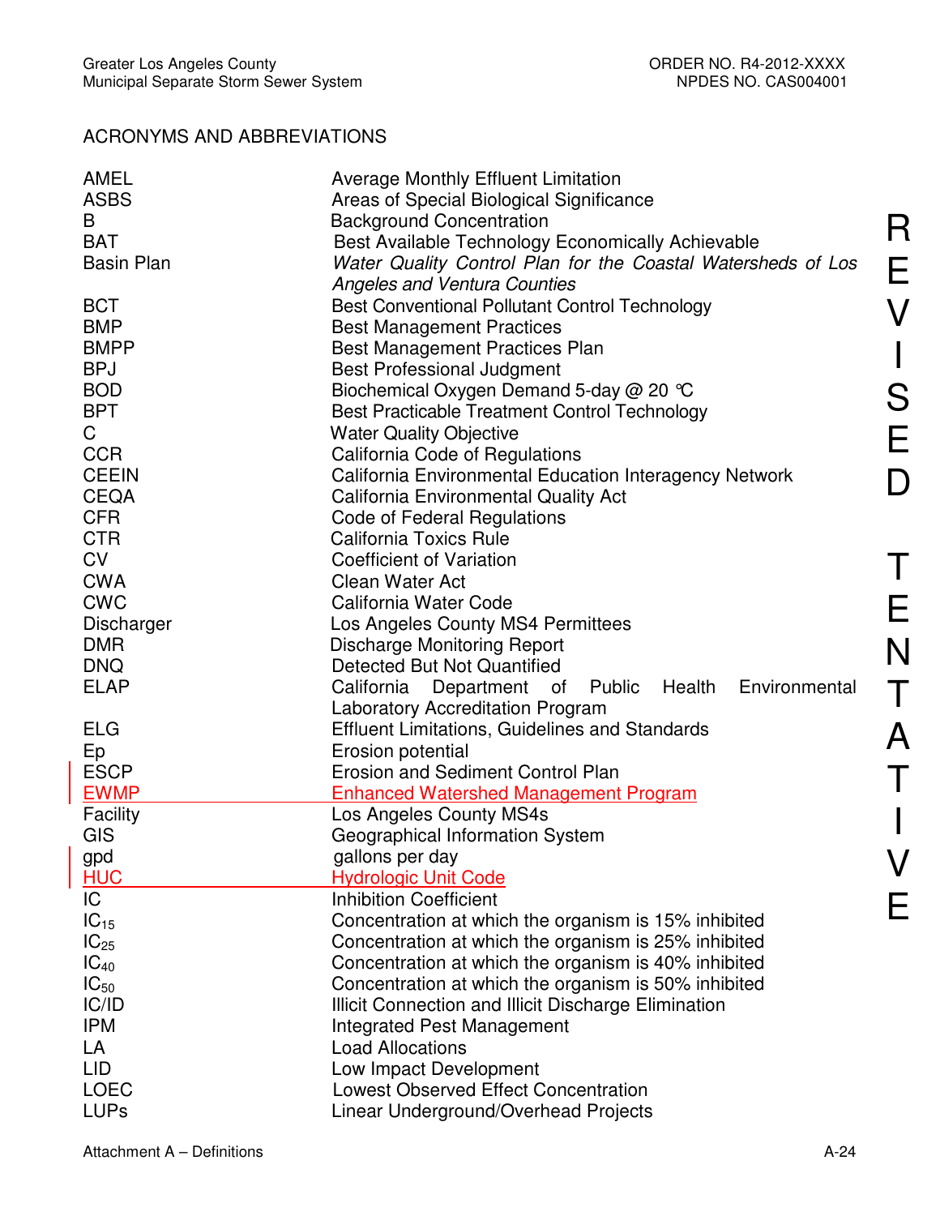ACRONYMS AND ABBREVIATIONS

| | |
|---|---|
| AMEL | Average Monthly Effluent Limitation |
| ASBS | Areas of Special Biological Significance |
| B | Background Concentration |
| BAT | Best Available Technology Economically Achievable |
| Basin Plan | *Water Quality Control Plan for the Coastal Watersheds of Los Angeles and Ventura Counties* |
| BCT | Best Conventional Pollutant Control Technology |
| BMP | Best Management Practices |
| BMPP | Best Management Practices Plan |
| BPJ | Best Professional Judgment |
| BOD | Biochemical Oxygen Demand 5-day @ 20 ℃ |
| BPT | Best Practicable Treatment Control Technology |
| C | Water Quality Objective |
| CCR | California Code of Regulations |
| CEEIN | California Environmental Education Interagency Network |
| CEQA | California Environmental Quality Act |
| CFR | Code of Federal Regulations |
| CTR | California Toxics Rule |
| CV | Coefficient of Variation |
| CWA | Clean Water Act |
| CWC | California Water Code |
| Discharger | Los Angeles County MS4 Permittees |
| DMR | Discharge Monitoring Report |
| DNQ | Detected But Not Quantified |
| ELAP | California Department of Public Health Environmental Laboratory Accreditation Program |
| ELG | Effluent Limitations, Guidelines and Standards |
| Ep | Erosion potential |
| ESCP | Erosion and Sediment Control Plan |
| EWMP | Enhanced Watershed Management Program |
| Facility | Los Angeles County MS4s |
| GIS | Geographical Information System |
| gpd | gallons per day |
| HUC | Hydrologic Unit Code |
| IC | Inhibition Coefficient |
| $IC_{15}$ | Concentration at which the organism is 15% inhibited |
| $IC_{25}$ | Concentration at which the organism is 25% inhibited |
| $IC_{40}$ | Concentration at which the organism is 40% inhibited |
| $IC_{50}$ | Concentration at which the organism is 50% inhibited |
| IC/ID | Illicit Connection and Illicit Discharge Elimination |
| IPM | Integrated Pest Management |
| LA | Load Allocations |
| LID | Low Impact Development |
| LOEC | Lowest Observed Effect Concentration |
| LUPs | Linear Underground/Overhead Projects |

REVISED TENTATIVE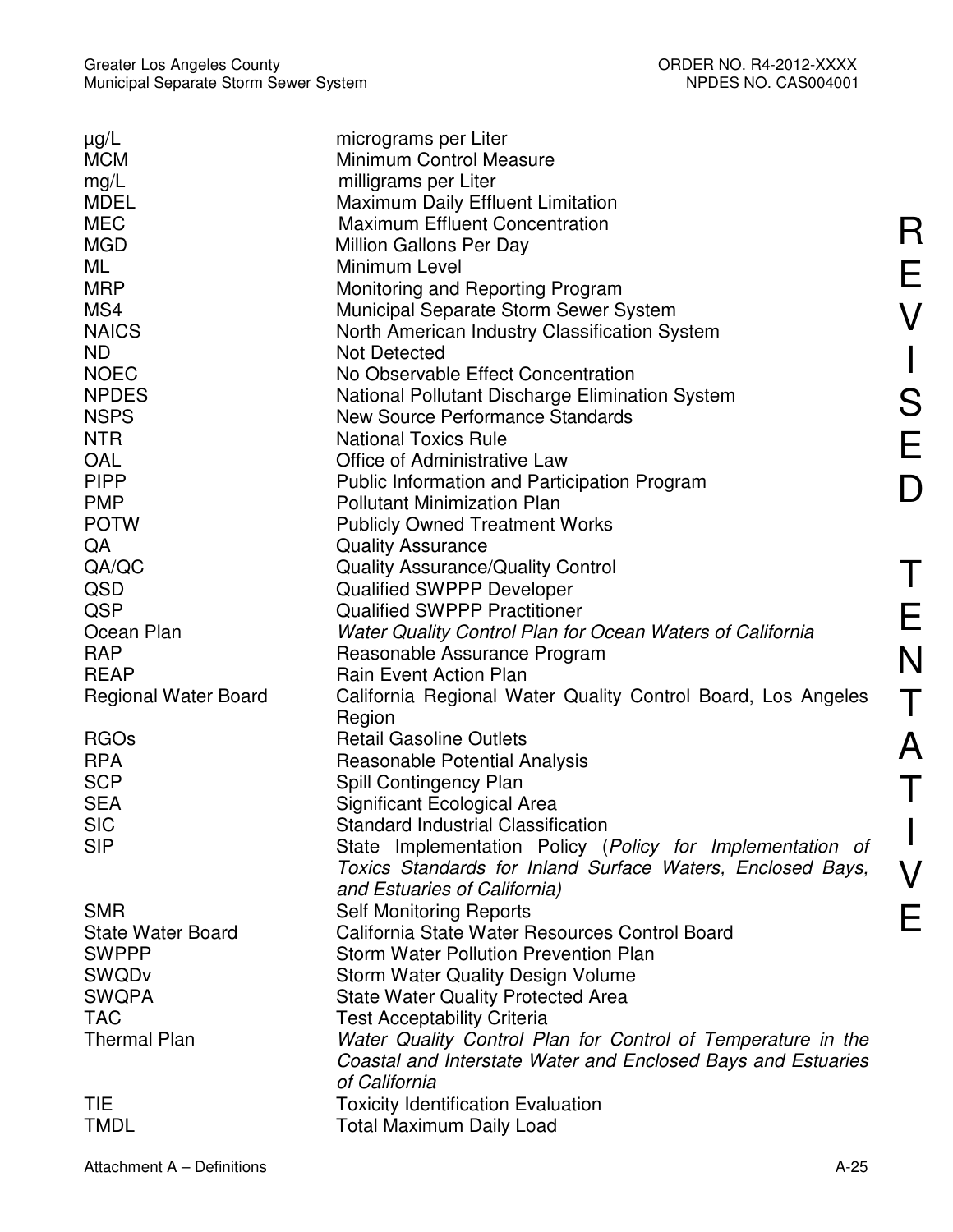| | |
|---|---|
| µg/L | micrograms per Liter |
| MCM | Minimum Control Measure |
| mg/L | milligrams per Liter |
| MDEL | Maximum Daily Effluent Limitation |
| MEC | Maximum Effluent Concentration |
| MGD | Million Gallons Per Day |
| ML | Minimum Level |
| MRP | Monitoring and Reporting Program |
| MS4 | Municipal Separate Storm Sewer System |
| NAICS | North American Industry Classification System |
| ND | Not Detected |
| NOEC | No Observable Effect Concentration |
| NPDES | National Pollutant Discharge Elimination System |
| NSPS | New Source Performance Standards |
| NTR | National Toxics Rule |
| OAL | Office of Administrative Law |
| PIPP | Public Information and Participation Program |
| PMP | Pollutant Minimization Plan |
| POTW | Publicly Owned Treatment Works |
| QA | Quality Assurance |
| QA/QC | Quality Assurance/Quality Control |
| QSD | Qualified SWPPP Developer |
| QSP | Qualified SWPPP Practitioner |
| Ocean Plan | *Water Quality Control Plan for Ocean Waters of California* |
| RAP | Reasonable Assurance Program |
| REAP | Rain Event Action Plan |
| Regional Water Board | California Regional Water Quality Control Board, Los Angeles Region |
| RGOs | Retail Gasoline Outlets |
| RPA | Reasonable Potential Analysis |
| SCP | Spill Contingency Plan |
| SEA | Significant Ecological Area |
| SIC | Standard Industrial Classification |
| SIP | State Implementation Policy (*Policy for Implementation of Toxics Standards for Inland Surface Waters, Enclosed Bays, and Estuaries of California)* |
| SMR | Self Monitoring Reports |
| State Water Board | California State Water Resources Control Board |
| SWPPP | Storm Water Pollution Prevention Plan |
| SWQDv | Storm Water Quality Design Volume |
| SWQPA | State Water Quality Protected Area |
| TAC | Test Acceptability Criteria |
| Thermal Plan | *Water Quality Control Plan for Control of Temperature in the Coastal and Interstate Water and Enclosed Bays and Estuaries of California* |
| TIE | Toxicity Identification Evaluation |
| TMDL | Total Maximum Daily Load |

REVISED TENTATIVE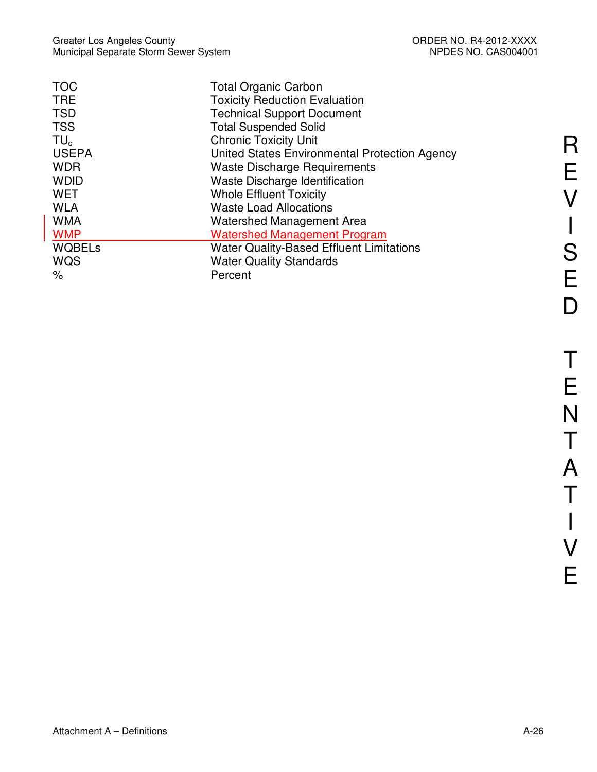| | |
|---|---|
| TOC | Total Organic Carbon |
| TRE | Toxicity Reduction Evaluation |
| TSD | Technical Support Document |
| TSS | Total Suspended Solid |
| $TU_c$ | Chronic Toxicity Unit |
| USEPA | United States Environmental Protection Agency |
| WDR | Waste Discharge Requirements |
| WDID | Waste Discharge Identification |
| WET | Whole Effluent Toxicity |
| WLA | Waste Load Allocations |
| WMA | Watershed Management Area |
| WMP | Watershed Management Program |
| WQBELs | Water Quality-Based Effluent Limitations |
| WQS | Water Quality Standards |
| % | Percent |

REVISED TENTATIVE